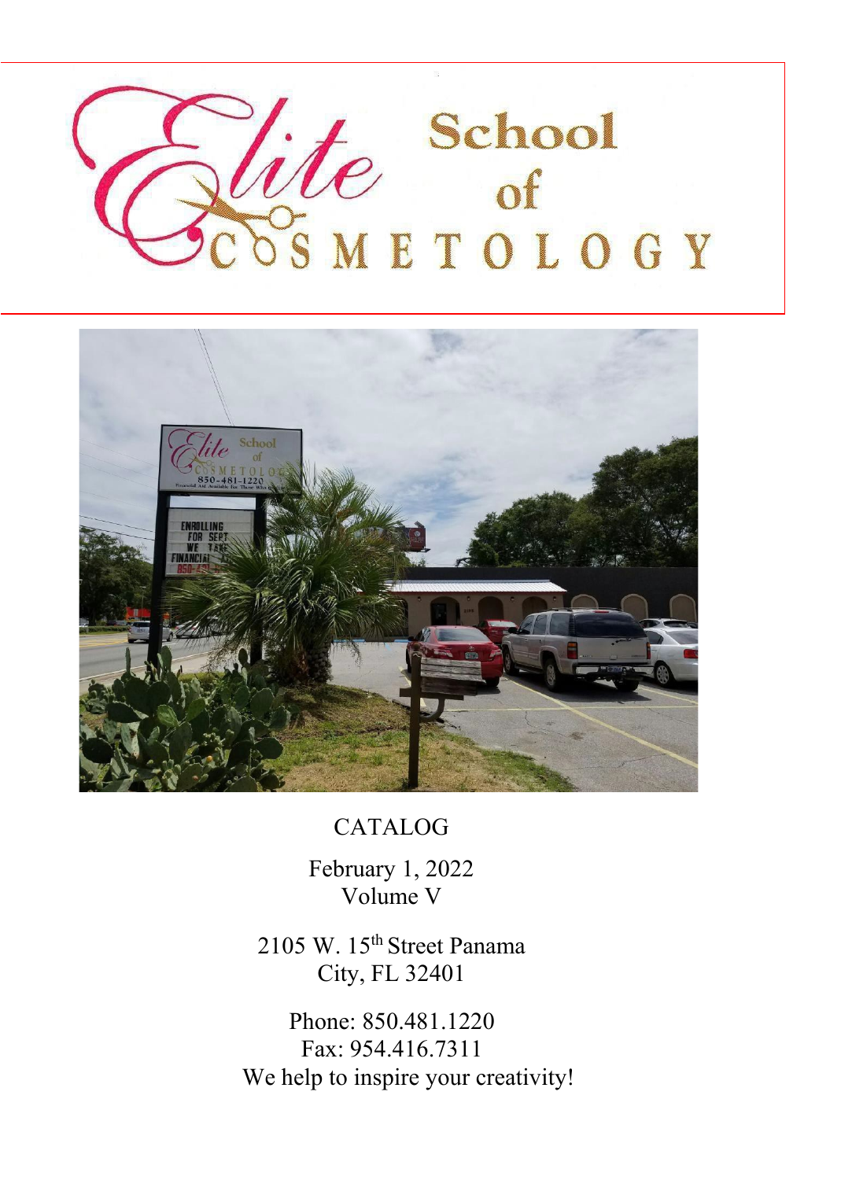# Elite School of COSMETOLOGY

CATALOG

February 1, 2022
Volume V

2105 W. 15th Street Panama City, FL 32401

Phone: 850.481.1220
Fax: 954.416.7311
We help to inspire your creativity!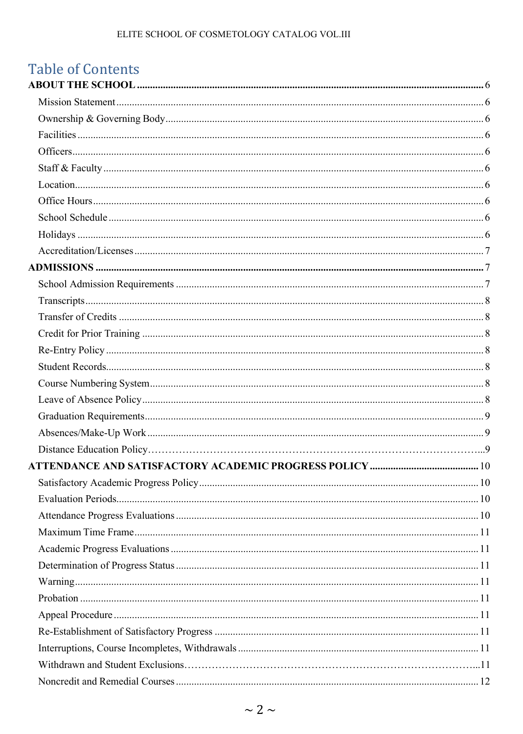# Table of Contents

**ABOUT THE SCHOOL** .......... 6

- Mission Statement .......... 6
- Ownership & Governing Body .......... 6
- Facilities .......... 6
- Officers .......... 6
- Staff & Faculty .......... 6
- Location .......... 6
- Office Hours .......... 6
- School Schedule .......... 6
- Holidays .......... 6
- Accreditation/Licenses .......... 7

**ADMISSIONS** .......... 7

- School Admission Requirements .......... 7
- Transcripts .......... 8
- Transfer of Credits .......... 8
- Credit for Prior Training .......... 8
- Re-Entry Policy .......... 8
- Student Records .......... 8
- Course Numbering System .......... 8
- Leave of Absence Policy .......... 8
- Graduation Requirements .......... 9
- Absences/Make-Up Work .......... 9
- Distance Education Policy .......... 9

**ATTENDANCE AND SATISFACTORY ACADEMIC PROGRESS POLICY** .......... 10

- Satisfactory Academic Progress Policy .......... 10
- Evaluation Periods .......... 10
- Attendance Progress Evaluations .......... 10
- Maximum Time Frame .......... 11
- Academic Progress Evaluations .......... 11
- Determination of Progress Status .......... 11
- Warning .......... 11
- Probation .......... 11
- Appeal Procedure .......... 11
- Re-Establishment of Satisfactory Progress .......... 11
- Interruptions, Course Incompletes, Withdrawals .......... 11
- Withdrawn and Student Exclusions .......... 11
- Noncredit and Remedial Courses .......... 12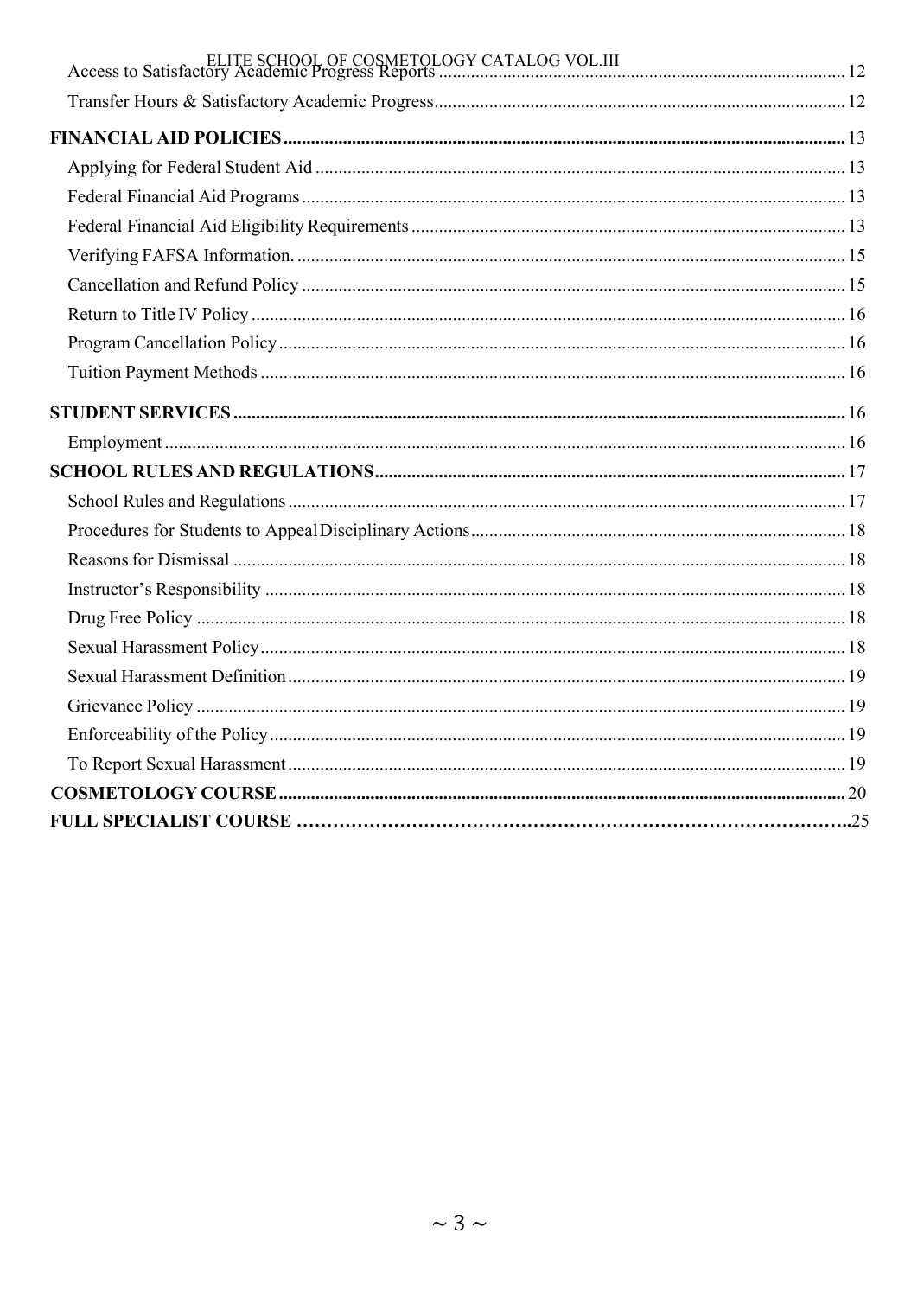Access to Satisfactory Academic Progress Reports ........................................ 12
Transfer Hours & Satisfactory Academic Progress ........................................ 12

**FINANCIAL AID POLICIES** ........................................ 13

Applying for Federal Student Aid ........................................ 13
Federal Financial Aid Programs ........................................ 13
Federal Financial Aid Eligibility Requirements ........................................ 13
Verifying FAFSA Information. ........................................ 15
Cancellation and Refund Policy ........................................ 15
Return to Title IV Policy ........................................ 16
Program Cancellation Policy ........................................ 16
Tuition Payment Methods ........................................ 16

**STUDENT SERVICES** ........................................ 16

Employment ........................................ 16

**SCHOOL RULES AND REGULATIONS** ........................................ 17

School Rules and Regulations ........................................ 17
Procedures for Students to Appeal Disciplinary Actions ........................................ 18
Reasons for Dismissal ........................................ 18
Instructor's Responsibility ........................................ 18
Drug Free Policy ........................................ 18
Sexual Harassment Policy ........................................ 18
Sexual Harassment Definition ........................................ 19
Grievance Policy ........................................ 19
Enforceability of the Policy ........................................ 19
To Report Sexual Harassment ........................................ 19

**COSMETOLOGY COURSE** ........................................ 20

**FULL SPECIALIST COURSE** ........................................ 25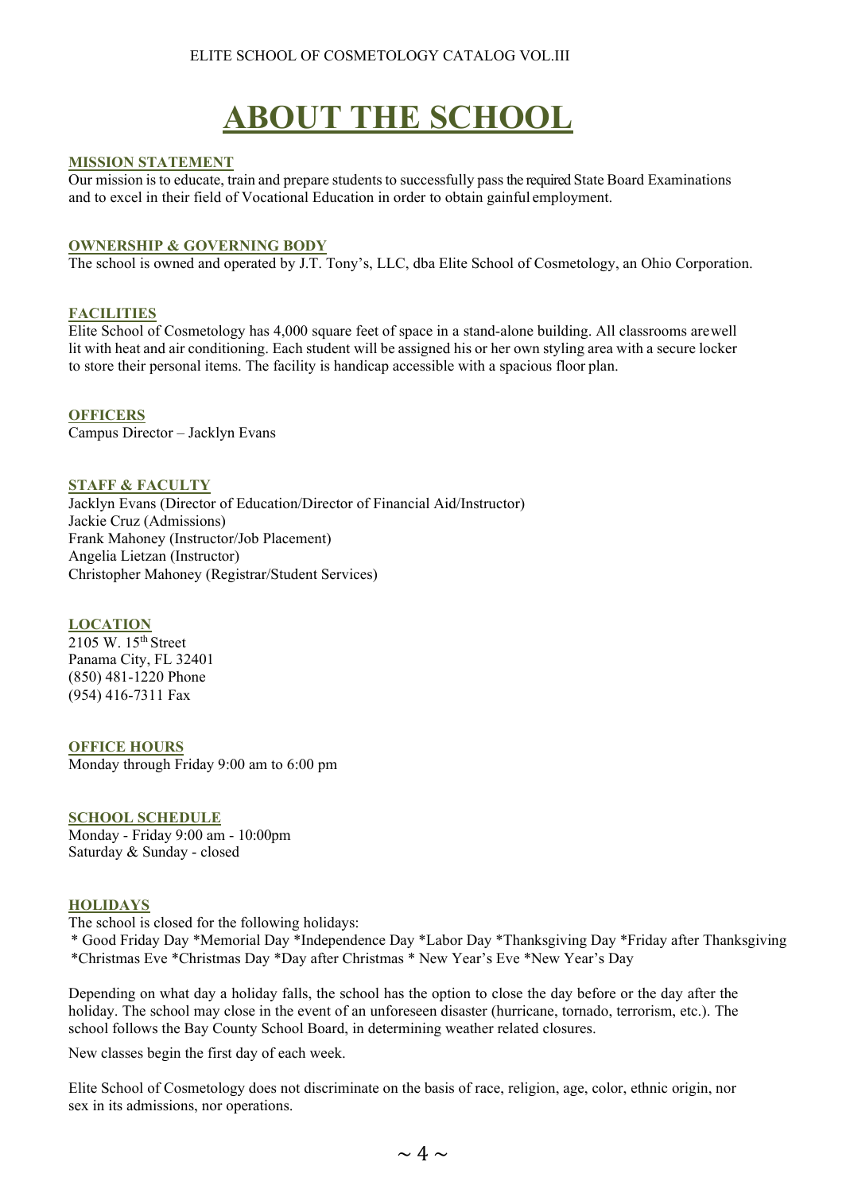# ABOUT THE SCHOOL

### MISSION STATEMENT

Our mission is to educate, train and prepare students to successfully pass the required State Board Examinations and to excel in their field of Vocational Education in order to obtain gainful employment.

### OWNERSHIP & GOVERNING BODY

The school is owned and operated by J.T. Tony's, LLC, dba Elite School of Cosmetology, an Ohio Corporation.

### FACILITIES

Elite School of Cosmetology has 4,000 square feet of space in a stand-alone building. All classrooms are well lit with heat and air conditioning. Each student will be assigned his or her own styling area with a secure locker to store their personal items. The facility is handicap accessible with a spacious floor plan.

### OFFICERS

Campus Director – Jacklyn Evans

### STAFF & FACULTY

Jacklyn Evans (Director of Education/Director of Financial Aid/Instructor)
Jackie Cruz (Admissions)
Frank Mahoney (Instructor/Job Placement)
Angelia Lietzan (Instructor)
Christopher Mahoney (Registrar/Student Services)

### LOCATION

2105 W. 15th Street
Panama City, FL 32401
(850) 481-1220 Phone
(954) 416-7311 Fax

### OFFICE HOURS

Monday through Friday 9:00 am to 6:00 pm

### SCHOOL SCHEDULE

Monday - Friday 9:00 am - 10:00pm
Saturday & Sunday - closed

### HOLIDAYS

The school is closed for the following holidays:
* Good Friday Day *Memorial Day *Independence Day *Labor Day *Thanksgiving Day *Friday after Thanksgiving *Christmas Eve *Christmas Day *Day after Christmas * New Year's Eve *New Year's Day

Depending on what day a holiday falls, the school has the option to close the day before or the day after the holiday. The school may close in the event of an unforeseen disaster (hurricane, tornado, terrorism, etc.). The school follows the Bay County School Board, in determining weather related closures.

New classes begin the first day of each week.

Elite School of Cosmetology does not discriminate on the basis of race, religion, age, color, ethnic origin, nor sex in its admissions, nor operations.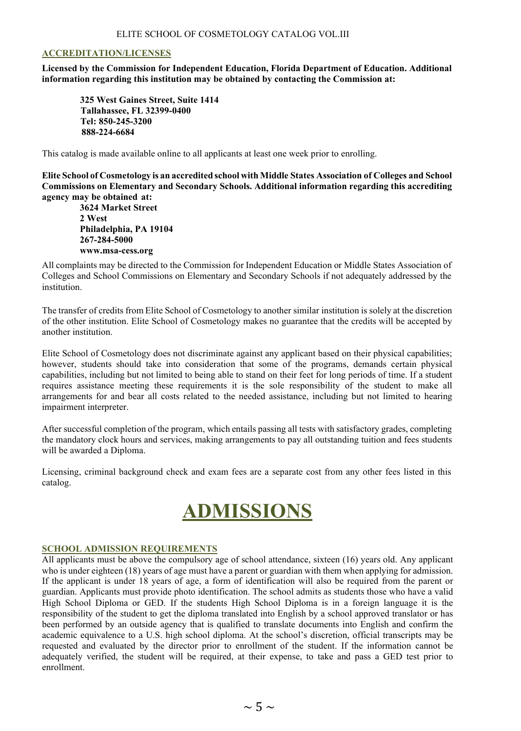## ACCREDITATION/LICENSES

**Licensed by the Commission for Independent Education, Florida Department of Education. Additional information regarding this institution may be obtained by contacting the Commission at:**

**325 West Gaines Street, Suite 1414**
**Tallahassee, FL 32399-0400**
**Tel: 850-245-3200**
**888-224-6684**

This catalog is made available online to all applicants at least one week prior to enrolling.

**Elite School of Cosmetology is an accredited school with Middle States Association of Colleges and School Commissions on Elementary and Secondary Schools. Additional information regarding this accrediting agency may be obtained at:**

**3624 Market Street**
**2 West**
**Philadelphia, PA 19104**
**267-284-5000**
**www.msa-cess.org**

All complaints may be directed to the Commission for Independent Education or Middle States Association of Colleges and School Commissions on Elementary and Secondary Schools if not adequately addressed by the institution.

The transfer of credits from Elite School of Cosmetology to another similar institution is solely at the discretion of the other institution. Elite School of Cosmetology makes no guarantee that the credits will be accepted by another institution.

Elite School of Cosmetology does not discriminate against any applicant based on their physical capabilities; however, students should take into consideration that some of the programs, demands certain physical capabilities, including but not limited to being able to stand on their feet for long periods of time. If a student requires assistance meeting these requirements it is the sole responsibility of the student to make all arrangements for and bear all costs related to the needed assistance, including but not limited to hearing impairment interpreter.

After successful completion of the program, which entails passing all tests with satisfactory grades, completing the mandatory clock hours and services, making arrangements to pay all outstanding tuition and fees students will be awarded a Diploma.

Licensing, criminal background check and exam fees are a separate cost from any other fees listed in this catalog.

# ADMISSIONS

## SCHOOL ADMISSION REQUIREMENTS

All applicants must be above the compulsory age of school attendance, sixteen (16) years old. Any applicant who is under eighteen (18) years of age must have a parent or guardian with them when applying for admission. If the applicant is under 18 years of age, a form of identification will also be required from the parent or guardian. Applicants must provide photo identification. The school admits as students those who have a valid High School Diploma or GED. If the students High School Diploma is in a foreign language it is the responsibility of the student to get the diploma translated into English by a school approved translator or has been performed by an outside agency that is qualified to translate documents into English and confirm the academic equivalence to a U.S. high school diploma. At the school's discretion, official transcripts may be requested and evaluated by the director prior to enrollment of the student. If the information cannot be adequately verified, the student will be required, at their expense, to take and pass a GED test prior to enrollment.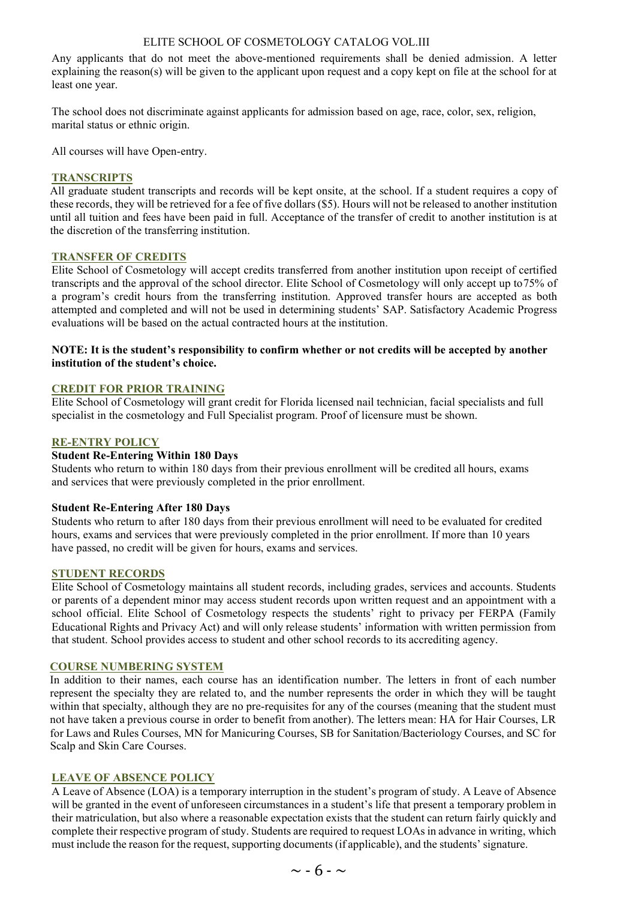Any applicants that do not meet the above-mentioned requirements shall be denied admission. A letter explaining the reason(s) will be given to the applicant upon request and a copy kept on file at the school for at least one year.

The school does not discriminate against applicants for admission based on age, race, color, sex, religion, marital status or ethnic origin.

All courses will have Open-entry.

## TRANSCRIPTS

All graduate student transcripts and records will be kept onsite, at the school. If a student requires a copy of these records, they will be retrieved for a fee of five dollars ($5). Hours will not be released to another institution until all tuition and fees have been paid in full. Acceptance of the transfer of credit to another institution is at the discretion of the transferring institution.

## TRANSFER OF CREDITS

Elite School of Cosmetology will accept credits transferred from another institution upon receipt of certified transcripts and the approval of the school director. Elite School of Cosmetology will only accept up to 75% of a program's credit hours from the transferring institution. Approved transfer hours are accepted as both attempted and completed and will not be used in determining students' SAP. Satisfactory Academic Progress evaluations will be based on the actual contracted hours at the institution.

**NOTE: It is the student's responsibility to confirm whether or not credits will be accepted by another institution of the student's choice.**

## CREDIT FOR PRIOR TRAINING

Elite School of Cosmetology will grant credit for Florida licensed nail technician, facial specialists and full specialist in the cosmetology and Full Specialist program. Proof of licensure must be shown.

## RE-ENTRY POLICY

**Student Re-Entering Within 180 Days**

Students who return to within 180 days from their previous enrollment will be credited all hours, exams and services that were previously completed in the prior enrollment.

**Student Re-Entering After 180 Days**

Students who return to after 180 days from their previous enrollment will need to be evaluated for credited hours, exams and services that were previously completed in the prior enrollment. If more than 10 years have passed, no credit will be given for hours, exams and services.

## STUDENT RECORDS

Elite School of Cosmetology maintains all student records, including grades, services and accounts. Students or parents of a dependent minor may access student records upon written request and an appointment with a school official. Elite School of Cosmetology respects the students' right to privacy per FERPA (Family Educational Rights and Privacy Act) and will only release students' information with written permission from that student. School provides access to student and other school records to its accrediting agency.

## COURSE NUMBERING SYSTEM

In addition to their names, each course has an identification number. The letters in front of each number represent the specialty they are related to, and the number represents the order in which they will be taught within that specialty, although they are no pre-requisites for any of the courses (meaning that the student must not have taken a previous course in order to benefit from another). The letters mean: HA for Hair Courses, LR for Laws and Rules Courses, MN for Manicuring Courses, SB for Sanitation/Bacteriology Courses, and SC for Scalp and Skin Care Courses.

## LEAVE OF ABSENCE POLICY

A Leave of Absence (LOA) is a temporary interruption in the student's program of study. A Leave of Absence will be granted in the event of unforeseen circumstances in a student's life that present a temporary problem in their matriculation, but also where a reasonable expectation exists that the student can return fairly quickly and complete their respective program of study. Students are required to request LOAs in advance in writing, which must include the reason for the request, supporting documents (if applicable), and the students' signature.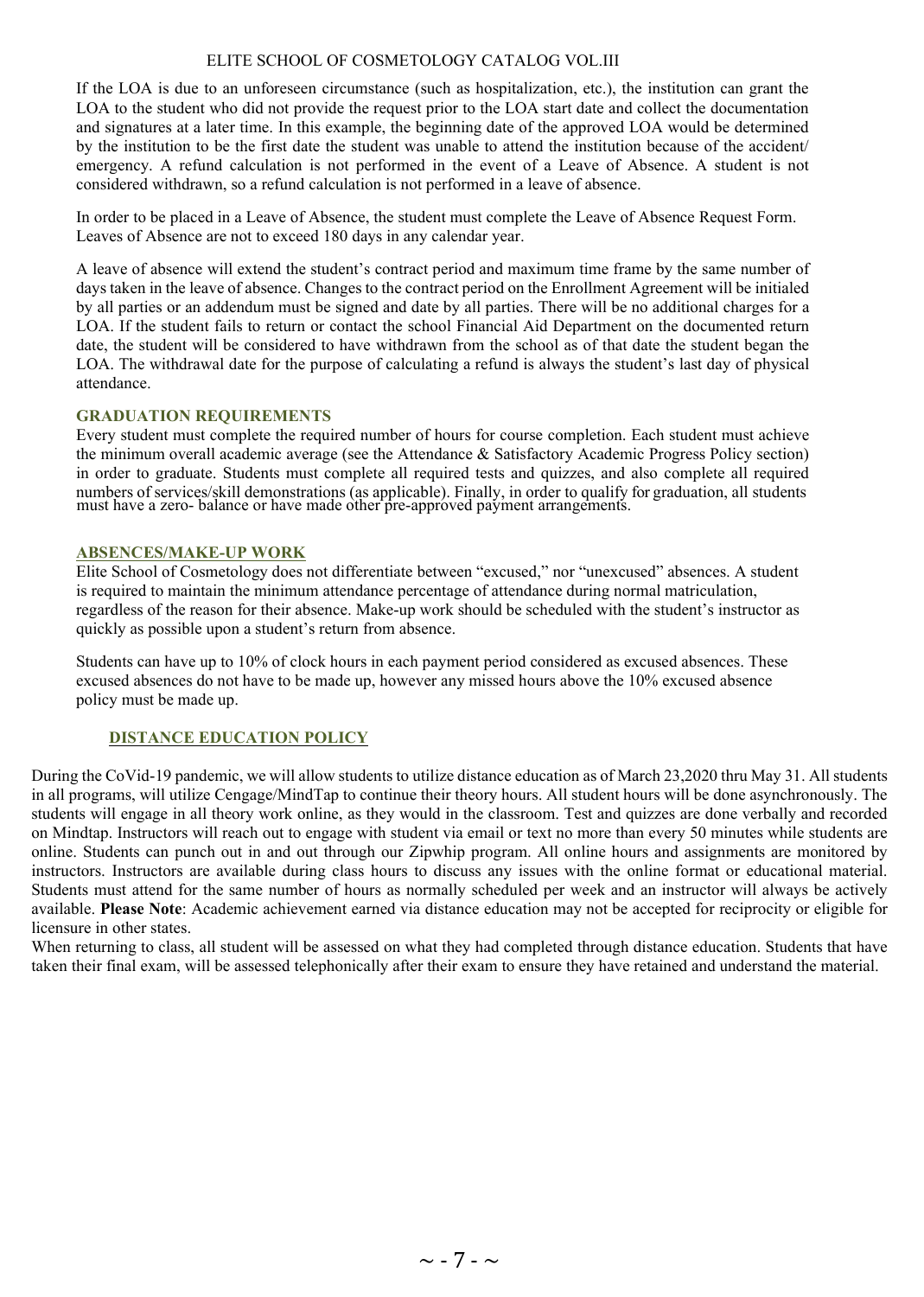If the LOA is due to an unforeseen circumstance (such as hospitalization, etc.), the institution can grant the LOA to the student who did not provide the request prior to the LOA start date and collect the documentation and signatures at a later time. In this example, the beginning date of the approved LOA would be determined by the institution to be the first date the student was unable to attend the institution because of the accident/ emergency. A refund calculation is not performed in the event of a Leave of Absence. A student is not considered withdrawn, so a refund calculation is not performed in a leave of absence.

In order to be placed in a Leave of Absence, the student must complete the Leave of Absence Request Form. Leaves of Absence are not to exceed 180 days in any calendar year.

A leave of absence will extend the student's contract period and maximum time frame by the same number of days taken in the leave of absence. Changes to the contract period on the Enrollment Agreement will be initialed by all parties or an addendum must be signed and date by all parties. There will be no additional charges for a LOA. If the student fails to return or contact the school Financial Aid Department on the documented return date, the student will be considered to have withdrawn from the school as of that date the student began the LOA. The withdrawal date for the purpose of calculating a refund is always the student's last day of physical attendance.

## GRADUATION REQUIREMENTS

Every student must complete the required number of hours for course completion. Each student must achieve the minimum overall academic average (see the Attendance & Satisfactory Academic Progress Policy section) in order to graduate. Students must complete all required tests and quizzes, and also complete all required numbers of services/skill demonstrations (as applicable). Finally, in order to qualify for graduation, all students must have a zero- balance or have made other pre-approved payment arrangements.

## ABSENCES/MAKE-UP WORK

Elite School of Cosmetology does not differentiate between "excused," nor "unexcused" absences. A student is required to maintain the minimum attendance percentage of attendance during normal matriculation, regardless of the reason for their absence. Make-up work should be scheduled with the student's instructor as quickly as possible upon a student's return from absence.

Students can have up to 10% of clock hours in each payment period considered as excused absences. These excused absences do not have to be made up, however any missed hours above the 10% excused absence policy must be made up.

## DISTANCE EDUCATION POLICY

During the CoVid-19 pandemic, we will allow students to utilize distance education as of March 23,2020 thru May 31. All students in all programs, will utilize Cengage/MindTap to continue their theory hours. All student hours will be done asynchronously. The students will engage in all theory work online, as they would in the classroom. Test and quizzes are done verbally and recorded on Mindtap. Instructors will reach out to engage with student via email or text no more than every 50 minutes while students are online. Students can punch out in and out through our Zipwhip program. All online hours and assignments are monitored by instructors. Instructors are available during class hours to discuss any issues with the online format or educational material. Students must attend for the same number of hours as normally scheduled per week and an instructor will always be actively available. **Please Note**: Academic achievement earned via distance education may not be accepted for reciprocity or eligible for licensure in other states.

When returning to class, all student will be assessed on what they had completed through distance education. Students that have taken their final exam, will be assessed telephonically after their exam to ensure they have retained and understand the material.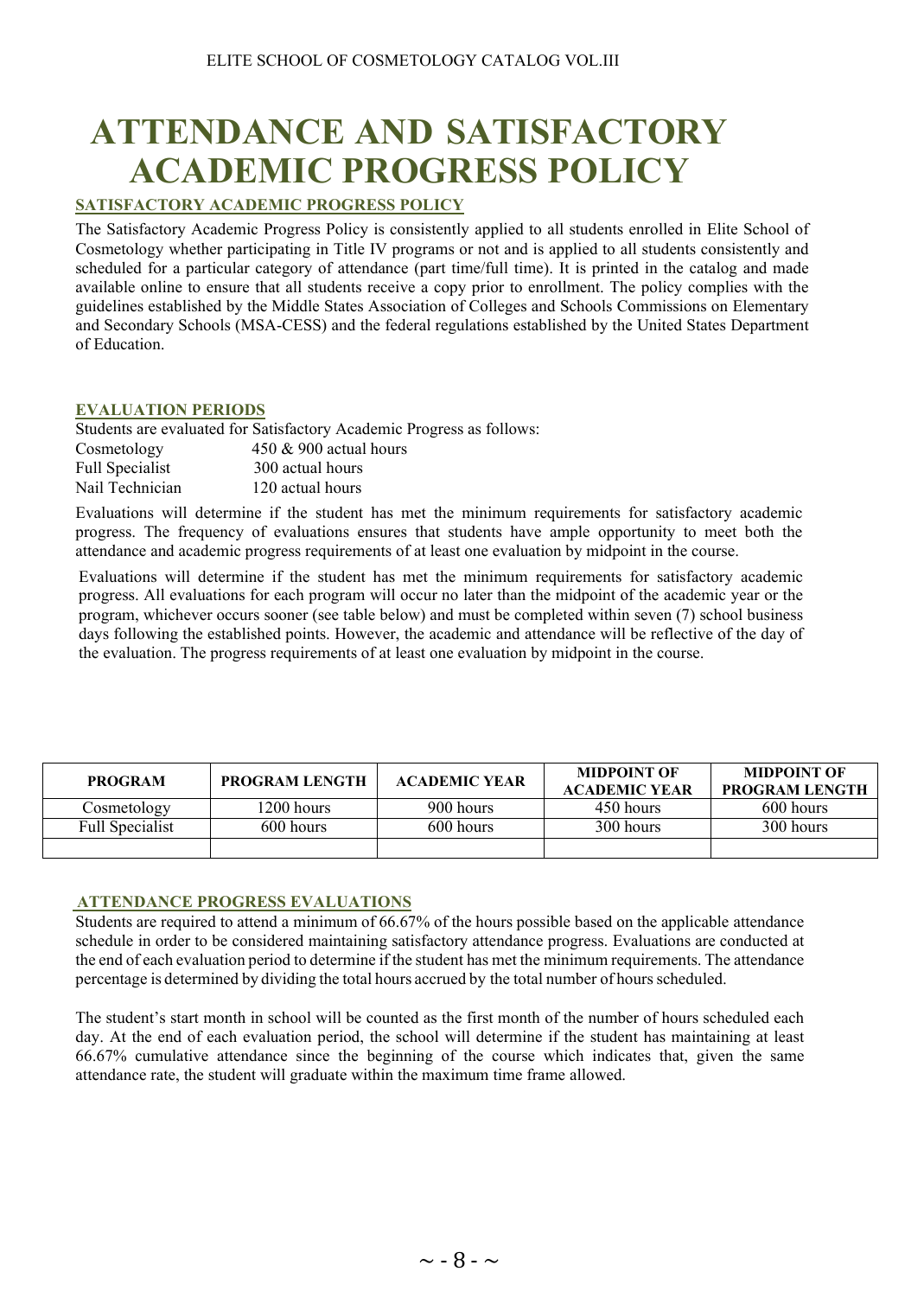# ATTENDANCE AND SATISFACTORY ACADEMIC PROGRESS POLICY

## SATISFACTORY ACADEMIC PROGRESS POLICY

The Satisfactory Academic Progress Policy is consistently applied to all students enrolled in Elite School of Cosmetology whether participating in Title IV programs or not and is applied to all students consistently and scheduled for a particular category of attendance (part time/full time). It is printed in the catalog and made available online to ensure that all students receive a copy prior to enrollment. The policy complies with the guidelines established by the Middle States Association of Colleges and Schools Commissions on Elementary and Secondary Schools (MSA-CESS) and the federal regulations established by the United States Department of Education.

## EVALUATION PERIODS

Students are evaluated for Satisfactory Academic Progress as follows:

Cosmetology 450 & 900 actual hours
Full Specialist 300 actual hours
Nail Technician 120 actual hours

Evaluations will determine if the student has met the minimum requirements for satisfactory academic progress. The frequency of evaluations ensures that students have ample opportunity to meet both the attendance and academic progress requirements of at least one evaluation by midpoint in the course.

Evaluations will determine if the student has met the minimum requirements for satisfactory academic progress. All evaluations for each program will occur no later than the midpoint of the academic year or the program, whichever occurs sooner (see table below) and must be completed within seven (7) school business days following the established points. However, the academic and attendance will be reflective of the day of the evaluation. The progress requirements of at least one evaluation by midpoint in the course.

| PROGRAM | PROGRAM LENGTH | ACADEMIC YEAR | MIDPOINT OF ACADEMIC YEAR | MIDPOINT OF PROGRAM LENGTH |
|---|---|---|---|---|
| Cosmetology | 1200 hours | 900 hours | 450 hours | 600 hours |
| Full Specialist | 600 hours | 600 hours | 300 hours | 300 hours |
| | | | | |

## ATTENDANCE PROGRESS EVALUATIONS

Students are required to attend a minimum of 66.67% of the hours possible based on the applicable attendance schedule in order to be considered maintaining satisfactory attendance progress. Evaluations are conducted at the end of each evaluation period to determine if the student has met the minimum requirements. The attendance percentage is determined by dividing the total hours accrued by the total number of hours scheduled.

The student's start month in school will be counted as the first month of the number of hours scheduled each day. At the end of each evaluation period, the school will determine if the student has maintaining at least 66.67% cumulative attendance since the beginning of the course which indicates that, given the same attendance rate, the student will graduate within the maximum time frame allowed.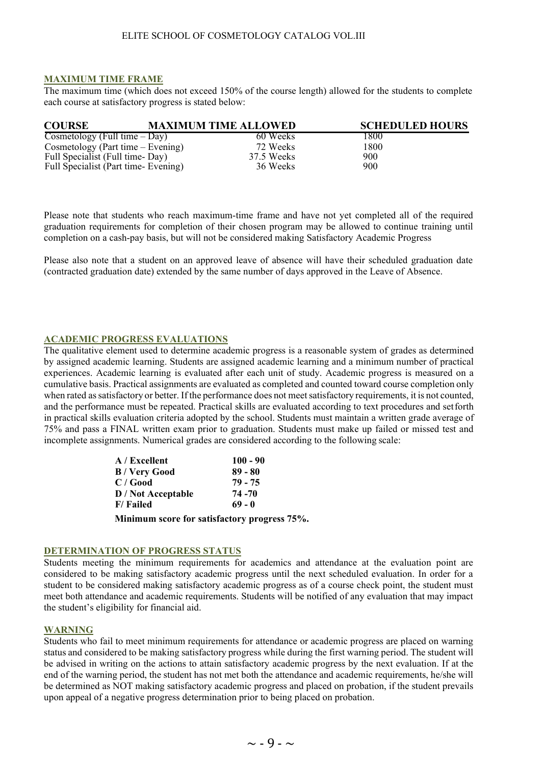## MAXIMUM TIME FRAME

The maximum time (which does not exceed 150% of the course length) allowed for the students to complete each course at satisfactory progress is stated below:

| COURSE | MAXIMUM TIME ALLOWED | SCHEDULED HOURS |
|---|---|---|
| Cosmetology (Full time – Day) | 60 Weeks | 1800 |
| Cosmetology (Part time – Evening) | 72 Weeks | 1800 |
| Full Specialist (Full time- Day) | 37.5 Weeks | 900 |
| Full Specialist (Part time- Evening) | 36 Weeks | 900 |

Please note that students who reach maximum-time frame and have not yet completed all of the required graduation requirements for completion of their chosen program may be allowed to continue training until completion on a cash-pay basis, but will not be considered making Satisfactory Academic Progress

Please also note that a student on an approved leave of absence will have their scheduled graduation date (contracted graduation date) extended by the same number of days approved in the Leave of Absence.

## ACADEMIC PROGRESS EVALUATIONS

The qualitative element used to determine academic progress is a reasonable system of grades as determined by assigned academic learning. Students are assigned academic learning and a minimum number of practical experiences. Academic learning is evaluated after each unit of study. Academic progress is measured on a cumulative basis. Practical assignments are evaluated as completed and counted toward course completion only when rated as satisfactory or better. If the performance does not meet satisfactory requirements, it is not counted, and the performance must be repeated. Practical skills are evaluated according to text procedures and set forth in practical skills evaluation criteria adopted by the school. Students must maintain a written grade average of 75% and pass a FINAL written exam prior to graduation. Students must make up failed or missed test and incomplete assignments. Numerical grades are considered according to the following scale:

| | |
|---|---|
| **A / Excellent** | **100 - 90** |
| **B / Very Good** | **89 - 80** |
| **C / Good** | **79 - 75** |
| **D / Not Acceptable** | **74 -70** |
| **F/ Failed** | **69 - 0** |

**Minimum score for satisfactory progress 75%.**

## DETERMINATION OF PROGRESS STATUS

Students meeting the minimum requirements for academics and attendance at the evaluation point are considered to be making satisfactory academic progress until the next scheduled evaluation. In order for a student to be considered making satisfactory academic progress as of a course check point, the student must meet both attendance and academic requirements. Students will be notified of any evaluation that may impact the student's eligibility for financial aid.

## WARNING

Students who fail to meet minimum requirements for attendance or academic progress are placed on warning status and considered to be making satisfactory progress while during the first warning period. The student will be advised in writing on the actions to attain satisfactory academic progress by the next evaluation. If at the end of the warning period, the student has not met both the attendance and academic requirements, he/she will be determined as NOT making satisfactory academic progress and placed on probation, if the student prevails upon appeal of a negative progress determination prior to being placed on probation.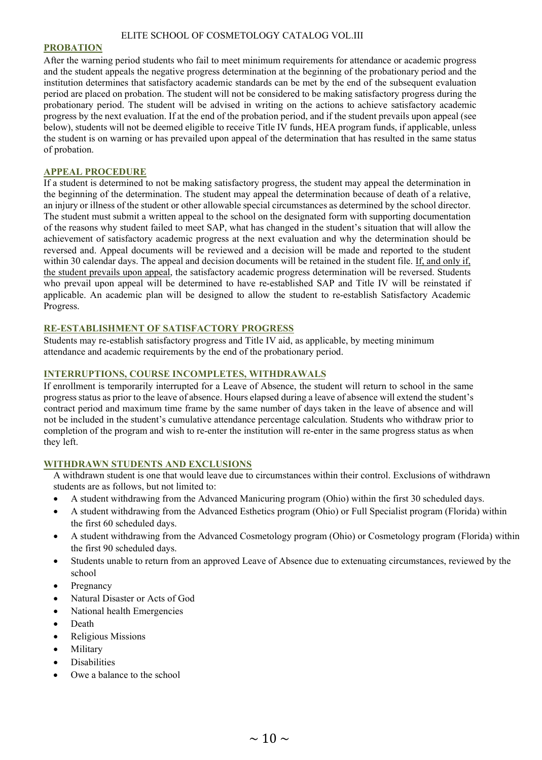## PROBATION

After the warning period students who fail to meet minimum requirements for attendance or academic progress and the student appeals the negative progress determination at the beginning of the probationary period and the institution determines that satisfactory academic standards can be met by the end of the subsequent evaluation period are placed on probation. The student will not be considered to be making satisfactory progress during the probationary period. The student will be advised in writing on the actions to achieve satisfactory academic progress by the next evaluation. If at the end of the probation period, and if the student prevails upon appeal (see below), students will not be deemed eligible to receive Title IV funds, HEA program funds, if applicable, unless the student is on warning or has prevailed upon appeal of the determination that has resulted in the same status of probation.

## APPEAL PROCEDURE

If a student is determined to not be making satisfactory progress, the student may appeal the determination in the beginning of the determination. The student may appeal the determination because of death of a relative, an injury or illness of the student or other allowable special circumstances as determined by the school director. The student must submit a written appeal to the school on the designated form with supporting documentation of the reasons why student failed to meet SAP, what has changed in the student's situation that will allow the achievement of satisfactory academic progress at the next evaluation and why the determination should be reversed and. Appeal documents will be reviewed and a decision will be made and reported to the student within 30 calendar days. The appeal and decision documents will be retained in the student file. <u>If, and only if, the student prevails upon appeal</u>, the satisfactory academic progress determination will be reversed. Students who prevail upon appeal will be determined to have re-established SAP and Title IV will be reinstated if applicable. An academic plan will be designed to allow the student to re-establish Satisfactory Academic Progress.

## RE-ESTABLISHMENT OF SATISFACTORY PROGRESS

Students may re-establish satisfactory progress and Title IV aid, as applicable, by meeting minimum attendance and academic requirements by the end of the probationary period.

## INTERRUPTIONS, COURSE INCOMPLETES, WITHDRAWALS

If enrollment is temporarily interrupted for a Leave of Absence, the student will return to school in the same progress status as prior to the leave of absence. Hours elapsed during a leave of absence will extend the student's contract period and maximum time frame by the same number of days taken in the leave of absence and will not be included in the student's cumulative attendance percentage calculation. Students who withdraw prior to completion of the program and wish to re-enter the institution will re-enter in the same progress status as when they left.

## WITHDRAWN STUDENTS AND EXCLUSIONS

A withdrawn student is one that would leave due to circumstances within their control. Exclusions of withdrawn students are as follows, but not limited to:

- A student withdrawing from the Advanced Manicuring program (Ohio) within the first 30 scheduled days.
- A student withdrawing from the Advanced Esthetics program (Ohio) or Full Specialist program (Florida) within the first 60 scheduled days.
- A student withdrawing from the Advanced Cosmetology program (Ohio) or Cosmetology program (Florida) within the first 90 scheduled days.
- Students unable to return from an approved Leave of Absence due to extenuating circumstances, reviewed by the school
- Pregnancy
- Natural Disaster or Acts of God
- National health Emergencies
- Death
- Religious Missions
- Military
- Disabilities
- Owe a balance to the school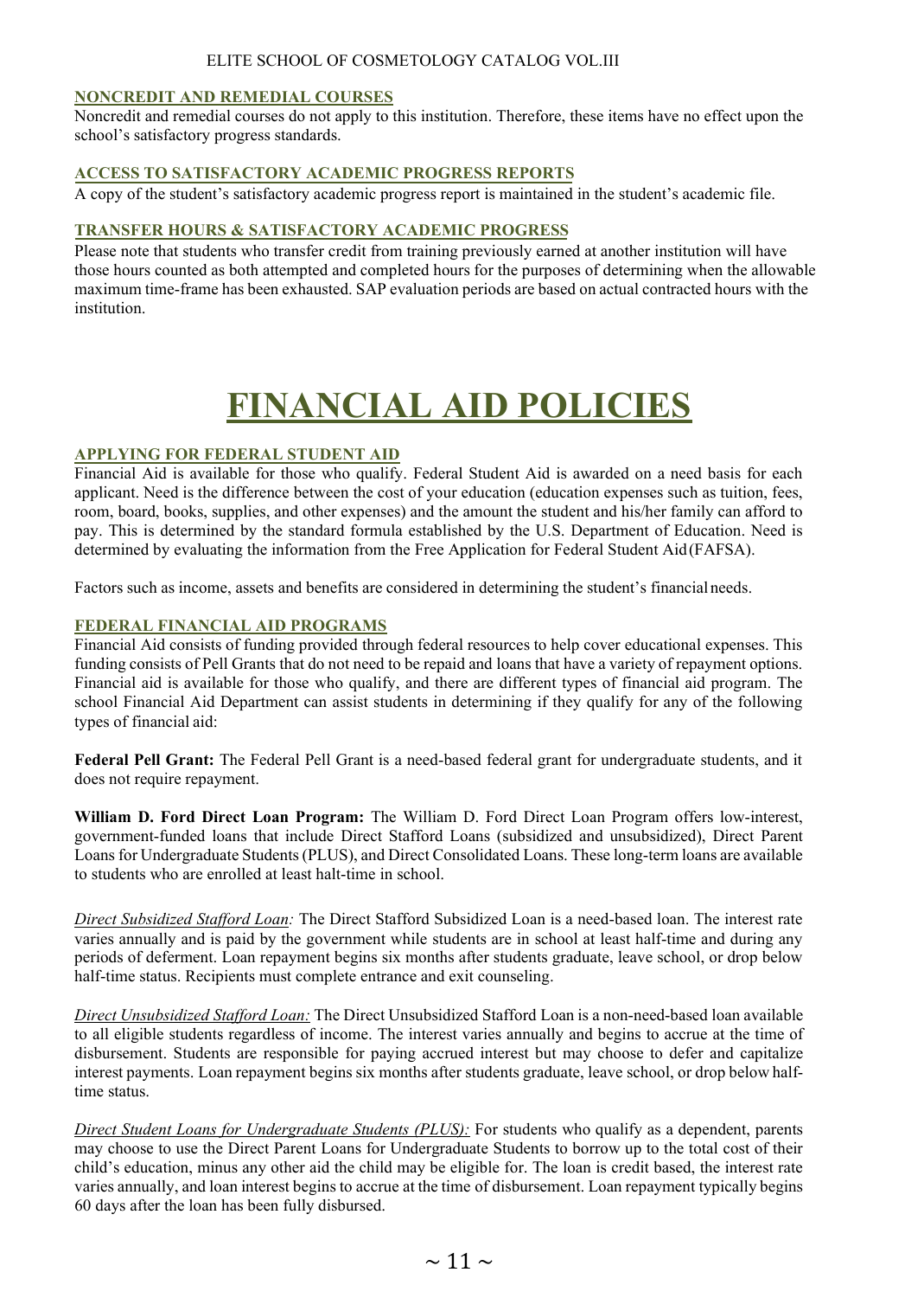### NONCREDIT AND REMEDIAL COURSES

Noncredit and remedial courses do not apply to this institution. Therefore, these items have no effect upon the school's satisfactory progress standards.

### ACCESS TO SATISFACTORY ACADEMIC PROGRESS REPORTS

A copy of the student's satisfactory academic progress report is maintained in the student's academic file.

### TRANSFER HOURS & SATISFACTORY ACADEMIC PROGRESS

Please note that students who transfer credit from training previously earned at another institution will have those hours counted as both attempted and completed hours for the purposes of determining when the allowable maximum time-frame has been exhausted. SAP evaluation periods are based on actual contracted hours with the institution.

# FINANCIAL AID POLICIES

### APPLYING FOR FEDERAL STUDENT AID

Financial Aid is available for those who qualify. Federal Student Aid is awarded on a need basis for each applicant. Need is the difference between the cost of your education (education expenses such as tuition, fees, room, board, books, supplies, and other expenses) and the amount the student and his/her family can afford to pay. This is determined by the standard formula established by the U.S. Department of Education. Need is determined by evaluating the information from the Free Application for Federal Student Aid (FAFSA).

Factors such as income, assets and benefits are considered in determining the student's financial needs.

### FEDERAL FINANCIAL AID PROGRAMS

Financial Aid consists of funding provided through federal resources to help cover educational expenses. This funding consists of Pell Grants that do not need to be repaid and loans that have a variety of repayment options. Financial aid is available for those who qualify, and there are different types of financial aid program. The school Financial Aid Department can assist students in determining if they qualify for any of the following types of financial aid:

**Federal Pell Grant:** The Federal Pell Grant is a need-based federal grant for undergraduate students, and it does not require repayment.

**William D. Ford Direct Loan Program:** The William D. Ford Direct Loan Program offers low-interest, government-funded loans that include Direct Stafford Loans (subsidized and unsubsidized), Direct Parent Loans for Undergraduate Students (PLUS), and Direct Consolidated Loans. These long-term loans are available to students who are enrolled at least halt-time in school.

*Direct Subsidized Stafford Loan:* The Direct Stafford Subsidized Loan is a need-based loan. The interest rate varies annually and is paid by the government while students are in school at least half-time and during any periods of deferment. Loan repayment begins six months after students graduate, leave school, or drop below half-time status. Recipients must complete entrance and exit counseling.

*Direct Unsubsidized Stafford Loan:* The Direct Unsubsidized Stafford Loan is a non-need-based loan available to all eligible students regardless of income. The interest varies annually and begins to accrue at the time of disbursement. Students are responsible for paying accrued interest but may choose to defer and capitalize interest payments. Loan repayment begins six months after students graduate, leave school, or drop below half-time status.

*Direct Student Loans for Undergraduate Students (PLUS):* For students who qualify as a dependent, parents may choose to use the Direct Parent Loans for Undergraduate Students to borrow up to the total cost of their child's education, minus any other aid the child may be eligible for. The loan is credit based, the interest rate varies annually, and loan interest begins to accrue at the time of disbursement. Loan repayment typically begins 60 days after the loan has been fully disbursed.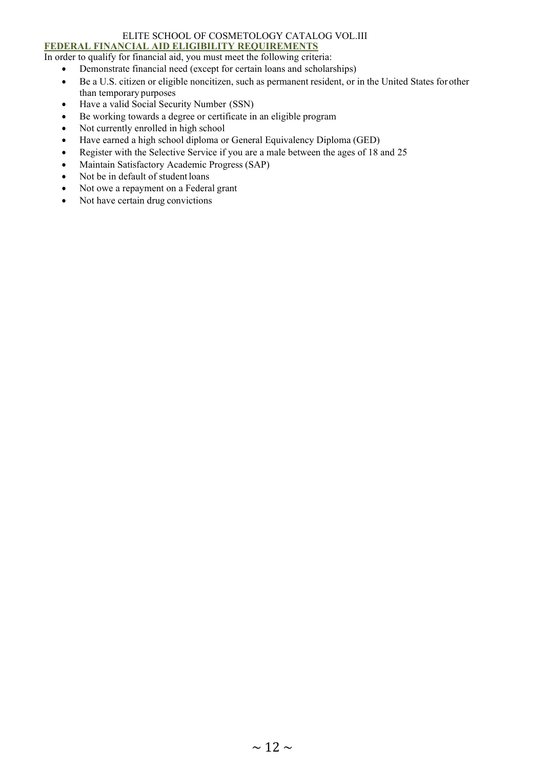## FEDERAL FINANCIAL AID ELIGIBILITY REQUIREMENTS

In order to qualify for financial aid, you must meet the following criteria:

- Demonstrate financial need (except for certain loans and scholarships)
- Be a U.S. citizen or eligible noncitizen, such as permanent resident, or in the United States for other than temporary purposes
- Have a valid Social Security Number (SSN)
- Be working towards a degree or certificate in an eligible program
- Not currently enrolled in high school
- Have earned a high school diploma or General Equivalency Diploma (GED)
- Register with the Selective Service if you are a male between the ages of 18 and 25
- Maintain Satisfactory Academic Progress (SAP)
- Not be in default of student loans
- Not owe a repayment on a Federal grant
- Not have certain drug convictions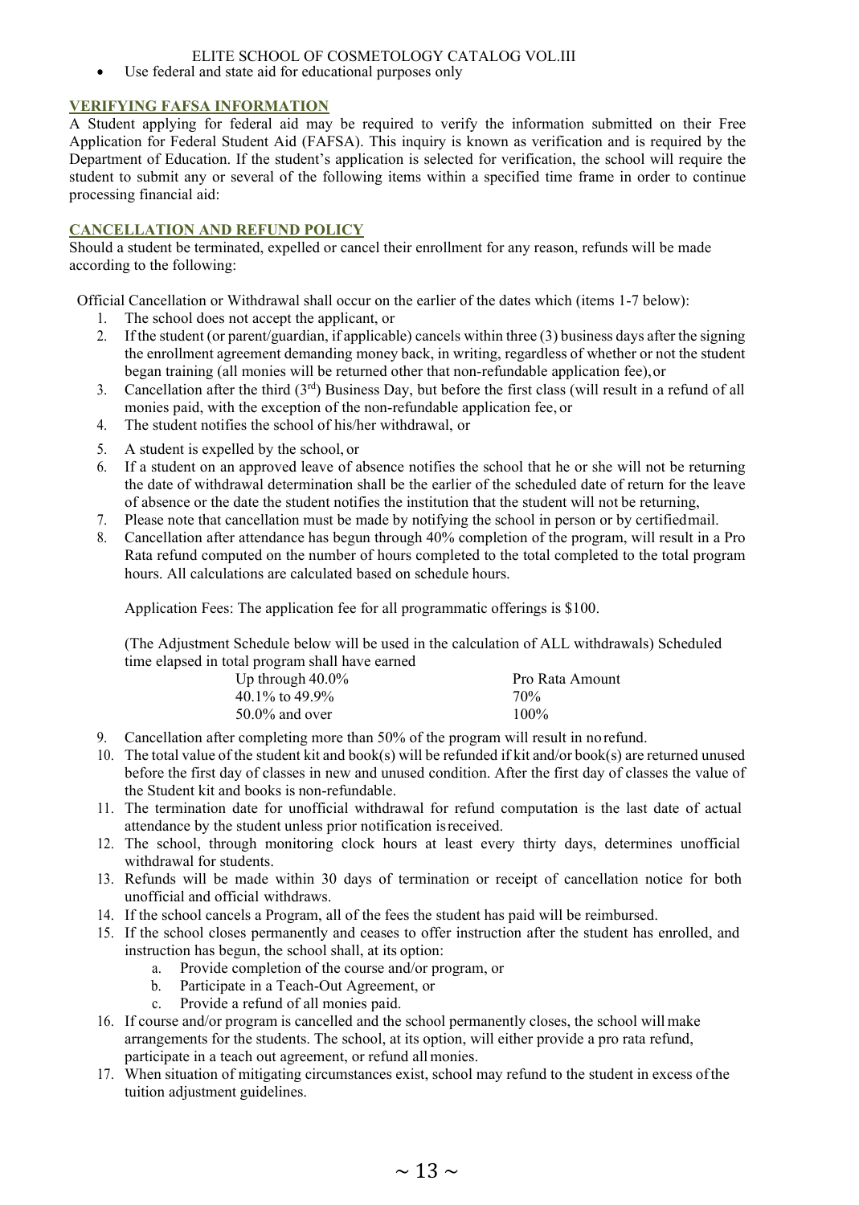- Use federal and state aid for educational purposes only

## VERIFYING FAFSA INFORMATION

A Student applying for federal aid may be required to verify the information submitted on their Free Application for Federal Student Aid (FAFSA). This inquiry is known as verification and is required by the Department of Education. If the student's application is selected for verification, the school will require the student to submit any or several of the following items within a specified time frame in order to continue processing financial aid:

## CANCELLATION AND REFUND POLICY

Should a student be terminated, expelled or cancel their enrollment for any reason, refunds will be made according to the following:

Official Cancellation or Withdrawal shall occur on the earlier of the dates which (items 1-7 below):

1. The school does not accept the applicant, or
2. If the student (or parent/guardian, if applicable) cancels within three (3) business days after the signing the enrollment agreement demanding money back, in writing, regardless of whether or not the student began training (all monies will be returned other that non-refundable application fee), or
3. Cancellation after the third (3rd) Business Day, but before the first class (will result in a refund of all monies paid, with the exception of the non-refundable application fee, or
4. The student notifies the school of his/her withdrawal, or
5. A student is expelled by the school, or
6. If a student on an approved leave of absence notifies the school that he or she will not be returning the date of withdrawal determination shall be the earlier of the scheduled date of return for the leave of absence or the date the student notifies the institution that the student will not be returning,
7. Please note that cancellation must be made by notifying the school in person or by certified mail.
8. Cancellation after attendance has begun through 40% completion of the program, will result in a Pro Rata refund computed on the number of hours completed to the total completed to the total program hours. All calculations are calculated based on schedule hours.

   Application Fees: The application fee for all programmatic offerings is $100.

   (The Adjustment Schedule below will be used in the calculation of ALL withdrawals) Scheduled time elapsed in total program shall have earned

   | | |
   |---|---|
   | Up through 40.0% | Pro Rata Amount |
   | 40.1% to 49.9% | 70% |
   | 50.0% and over | 100% |

9. Cancellation after completing more than 50% of the program will result in no refund.
10. The total value of the student kit and book(s) will be refunded if kit and/or book(s) are returned unused before the first day of classes in new and unused condition. After the first day of classes the value of the Student kit and books is non-refundable.
11. The termination date for unofficial withdrawal for refund computation is the last date of actual attendance by the student unless prior notification is received.
12. The school, through monitoring clock hours at least every thirty days, determines unofficial withdrawal for students.
13. Refunds will be made within 30 days of termination or receipt of cancellation notice for both unofficial and official withdraws.
14. If the school cancels a Program, all of the fees the student has paid will be reimbursed.
15. If the school closes permanently and ceases to offer instruction after the student has enrolled, and instruction has begun, the school shall, at its option:
    a. Provide completion of the course and/or program, or
    b. Participate in a Teach-Out Agreement, or
    c. Provide a refund of all monies paid.
16. If course and/or program is cancelled and the school permanently closes, the school will make arrangements for the students. The school, at its option, will either provide a pro rata refund, participate in a teach out agreement, or refund all monies.
17. When situation of mitigating circumstances exist, school may refund to the student in excess of the tuition adjustment guidelines.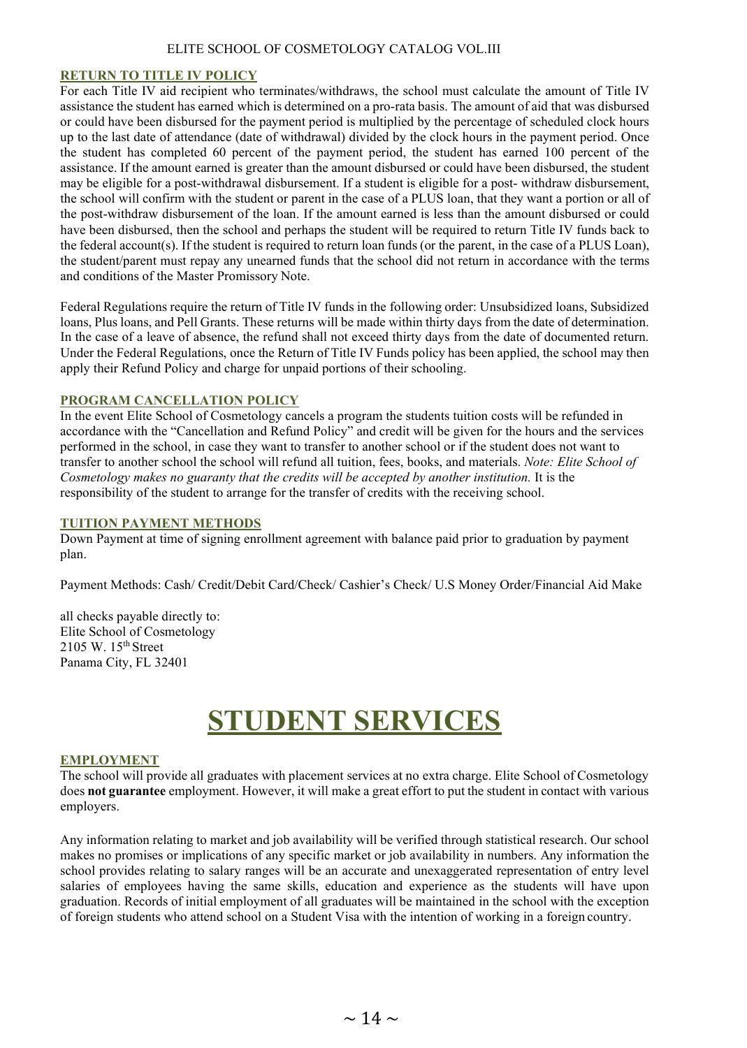### RETURN TO TITLE IV POLICY

For each Title IV aid recipient who terminates/withdraws, the school must calculate the amount of Title IV assistance the student has earned which is determined on a pro-rata basis. The amount of aid that was disbursed or could have been disbursed for the payment period is multiplied by the percentage of scheduled clock hours up to the last date of attendance (date of withdrawal) divided by the clock hours in the payment period. Once the student has completed 60 percent of the payment period, the student has earned 100 percent of the assistance. If the amount earned is greater than the amount disbursed or could have been disbursed, the student may be eligible for a post-withdrawal disbursement. If a student is eligible for a post- withdraw disbursement, the school will confirm with the student or parent in the case of a PLUS loan, that they want a portion or all of the post-withdraw disbursement of the loan. If the amount earned is less than the amount disbursed or could have been disbursed, then the school and perhaps the student will be required to return Title IV funds back to the federal account(s). If the student is required to return loan funds (or the parent, in the case of a PLUS Loan), the student/parent must repay any unearned funds that the school did not return in accordance with the terms and conditions of the Master Promissory Note.

Federal Regulations require the return of Title IV funds in the following order: Unsubsidized loans, Subsidized loans, Plus loans, and Pell Grants. These returns will be made within thirty days from the date of determination. In the case of a leave of absence, the refund shall not exceed thirty days from the date of documented return. Under the Federal Regulations, once the Return of Title IV Funds policy has been applied, the school may then apply their Refund Policy and charge for unpaid portions of their schooling.

### PROGRAM CANCELLATION POLICY

In the event Elite School of Cosmetology cancels a program the students tuition costs will be refunded in accordance with the "Cancellation and Refund Policy" and credit will be given for the hours and the services performed in the school, in case they want to transfer to another school or if the student does not want to transfer to another school the school will refund all tuition, fees, books, and materials. *Note: Elite School of Cosmetology makes no guaranty that the credits will be accepted by another institution.* It is the responsibility of the student to arrange for the transfer of credits with the receiving school.

### TUITION PAYMENT METHODS

Down Payment at time of signing enrollment agreement with balance paid prior to graduation by payment plan.

Payment Methods: Cash/ Credit/Debit Card/Check/ Cashier's Check/ U.S Money Order/Financial Aid Make

all checks payable directly to:
Elite School of Cosmetology
2105 W. 15th Street
Panama City, FL 32401

# STUDENT SERVICES

### EMPLOYMENT

The school will provide all graduates with placement services at no extra charge. Elite School of Cosmetology does **not guarantee** employment. However, it will make a great effort to put the student in contact with various employers.

Any information relating to market and job availability will be verified through statistical research. Our school makes no promises or implications of any specific market or job availability in numbers. Any information the school provides relating to salary ranges will be an accurate and unexaggerated representation of entry level salaries of employees having the same skills, education and experience as the students will have upon graduation. Records of initial employment of all graduates will be maintained in the school with the exception of foreign students who attend school on a Student Visa with the intention of working in a foreign country.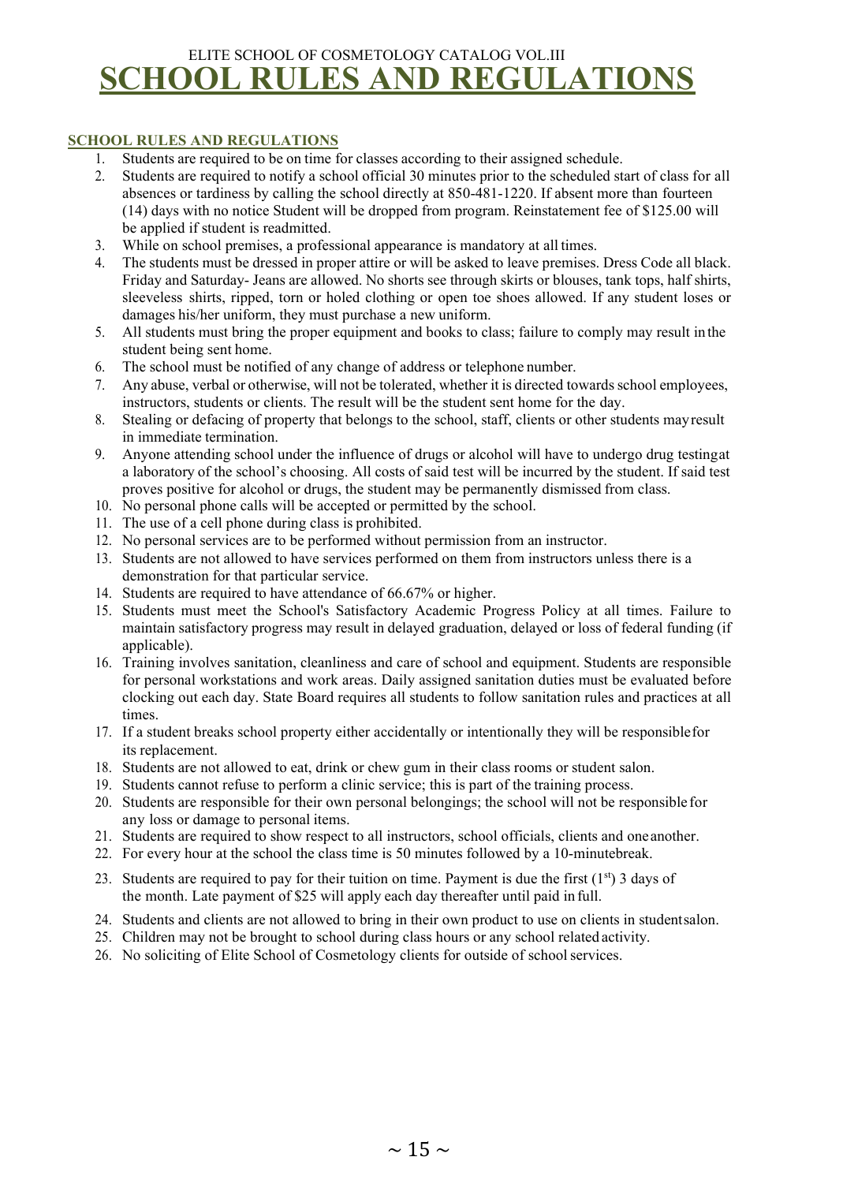# SCHOOL RULES AND REGULATIONS

### SCHOOL RULES AND REGULATIONS

1. Students are required to be on time for classes according to their assigned schedule.
2. Students are required to notify a school official 30 minutes prior to the scheduled start of class for all absences or tardiness by calling the school directly at 850-481-1220. If absent more than fourteen (14) days with no notice Student will be dropped from program. Reinstatement fee of $125.00 will be applied if student is readmitted.
3. While on school premises, a professional appearance is mandatory at all times.
4. The students must be dressed in proper attire or will be asked to leave premises. Dress Code all black. Friday and Saturday- Jeans are allowed. No shorts see through skirts or blouses, tank tops, half shirts, sleeveless shirts, ripped, torn or holed clothing or open toe shoes allowed. If any student loses or damages his/her uniform, they must purchase a new uniform.
5. All students must bring the proper equipment and books to class; failure to comply may result in the student being sent home.
6. The school must be notified of any change of address or telephone number.
7. Any abuse, verbal or otherwise, will not be tolerated, whether it is directed towards school employees, instructors, students or clients. The result will be the student sent home for the day.
8. Stealing or defacing of property that belongs to the school, staff, clients or other students may result in immediate termination.
9. Anyone attending school under the influence of drugs or alcohol will have to undergo drug testing at a laboratory of the school's choosing. All costs of said test will be incurred by the student. If said test proves positive for alcohol or drugs, the student may be permanently dismissed from class.
10. No personal phone calls will be accepted or permitted by the school.
11. The use of a cell phone during class is prohibited.
12. No personal services are to be performed without permission from an instructor.
13. Students are not allowed to have services performed on them from instructors unless there is a demonstration for that particular service.
14. Students are required to have attendance of 66.67% or higher.
15. Students must meet the School's Satisfactory Academic Progress Policy at all times. Failure to maintain satisfactory progress may result in delayed graduation, delayed or loss of federal funding (if applicable).
16. Training involves sanitation, cleanliness and care of school and equipment. Students are responsible for personal workstations and work areas. Daily assigned sanitation duties must be evaluated before clocking out each day. State Board requires all students to follow sanitation rules and practices at all times.
17. If a student breaks school property either accidentally or intentionally they will be responsible for its replacement.
18. Students are not allowed to eat, drink or chew gum in their class rooms or student salon.
19. Students cannot refuse to perform a clinic service; this is part of the training process.
20. Students are responsible for their own personal belongings; the school will not be responsible for any loss or damage to personal items.
21. Students are required to show respect to all instructors, school officials, clients and one another.
22. For every hour at the school the class time is 50 minutes followed by a 10-minute break.
23. Students are required to pay for their tuition on time. Payment is due the first (1st) 3 days of the month. Late payment of $25 will apply each day thereafter until paid in full.
24. Students and clients are not allowed to bring in their own product to use on clients in student salon.
25. Children may not be brought to school during class hours or any school related activity.
26. No soliciting of Elite School of Cosmetology clients for outside of school services.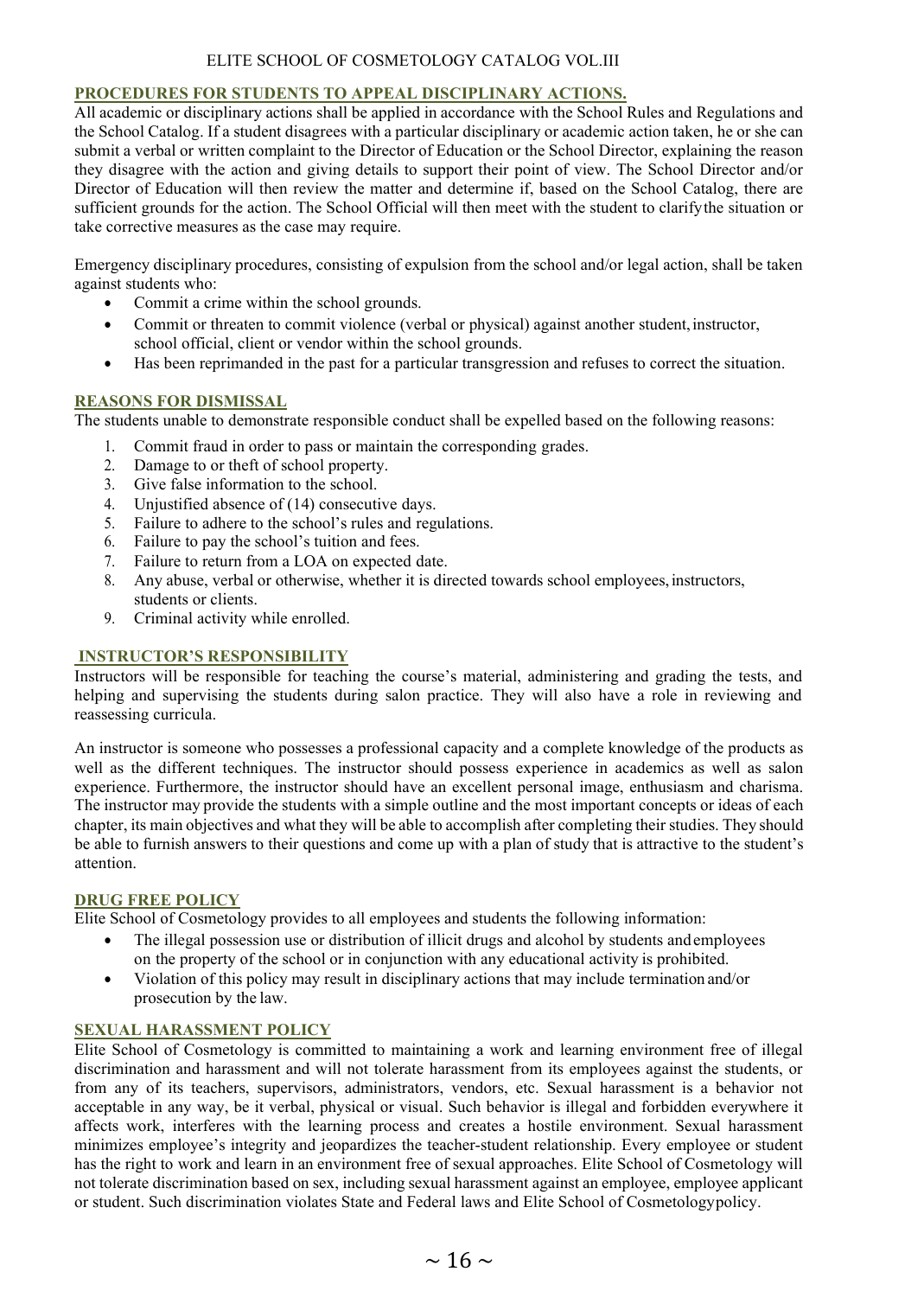## PROCEDURES FOR STUDENTS TO APPEAL DISCIPLINARY ACTIONS.

All academic or disciplinary actions shall be applied in accordance with the School Rules and Regulations and the School Catalog. If a student disagrees with a particular disciplinary or academic action taken, he or she can submit a verbal or written complaint to the Director of Education or the School Director, explaining the reason they disagree with the action and giving details to support their point of view. The School Director and/or Director of Education will then review the matter and determine if, based on the School Catalog, there are sufficient grounds for the action. The School Official will then meet with the student to clarify the situation or take corrective measures as the case may require.

Emergency disciplinary procedures, consisting of expulsion from the school and/or legal action, shall be taken against students who:

- Commit a crime within the school grounds.
- Commit or threaten to commit violence (verbal or physical) against another student, instructor, school official, client or vendor within the school grounds.
- Has been reprimanded in the past for a particular transgression and refuses to correct the situation.

## REASONS FOR DISMISSAL

The students unable to demonstrate responsible conduct shall be expelled based on the following reasons:

1. Commit fraud in order to pass or maintain the corresponding grades.
2. Damage to or theft of school property.
3. Give false information to the school.
4. Unjustified absence of (14) consecutive days.
5. Failure to adhere to the school's rules and regulations.
6. Failure to pay the school's tuition and fees.
7. Failure to return from a LOA on expected date.
8. Any abuse, verbal or otherwise, whether it is directed towards school employees, instructors, students or clients.
9. Criminal activity while enrolled.

## INSTRUCTOR'S RESPONSIBILITY

Instructors will be responsible for teaching the course's material, administering and grading the tests, and helping and supervising the students during salon practice. They will also have a role in reviewing and reassessing curricula.

An instructor is someone who possesses a professional capacity and a complete knowledge of the products as well as the different techniques. The instructor should possess experience in academics as well as salon experience. Furthermore, the instructor should have an excellent personal image, enthusiasm and charisma. The instructor may provide the students with a simple outline and the most important concepts or ideas of each chapter, its main objectives and what they will be able to accomplish after completing their studies. They should be able to furnish answers to their questions and come up with a plan of study that is attractive to the student's attention.

## DRUG FREE POLICY

Elite School of Cosmetology provides to all employees and students the following information:

- The illegal possession use or distribution of illicit drugs and alcohol by students and employees on the property of the school or in conjunction with any educational activity is prohibited.
- Violation of this policy may result in disciplinary actions that may include termination and/or prosecution by the law.

## SEXUAL HARASSMENT POLICY

Elite School of Cosmetology is committed to maintaining a work and learning environment free of illegal discrimination and harassment and will not tolerate harassment from its employees against the students, or from any of its teachers, supervisors, administrators, vendors, etc. Sexual harassment is a behavior not acceptable in any way, be it verbal, physical or visual. Such behavior is illegal and forbidden everywhere it affects work, interferes with the learning process and creates a hostile environment. Sexual harassment minimizes employee's integrity and jeopardizes the teacher-student relationship. Every employee or student has the right to work and learn in an environment free of sexual approaches. Elite School of Cosmetology will not tolerate discrimination based on sex, including sexual harassment against an employee, employee applicant or student. Such discrimination violates State and Federal laws and Elite School of Cosmetology policy.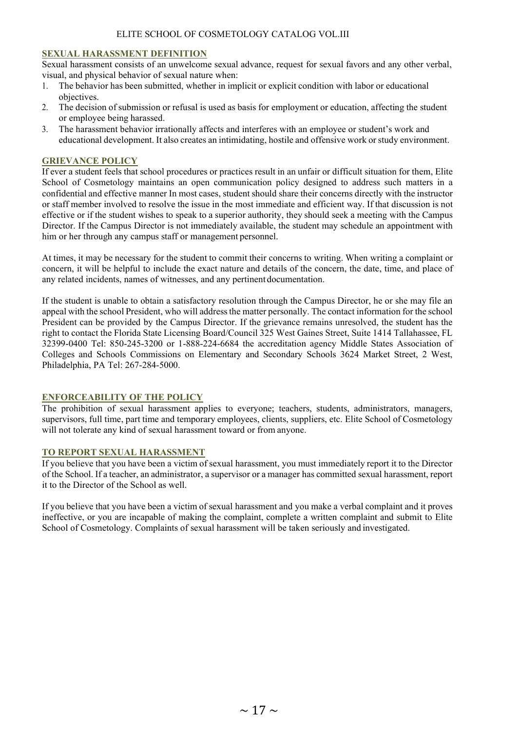## SEXUAL HARASSMENT DEFINITION

Sexual harassment consists of an unwelcome sexual advance, request for sexual favors and any other verbal, visual, and physical behavior of sexual nature when:

1. The behavior has been submitted, whether in implicit or explicit condition with labor or educational objectives.
2. The decision of submission or refusal is used as basis for employment or education, affecting the student or employee being harassed.
3. The harassment behavior irrationally affects and interferes with an employee or student's work and educational development. It also creates an intimidating, hostile and offensive work or study environment.

## GRIEVANCE POLICY

If ever a student feels that school procedures or practices result in an unfair or difficult situation for them, Elite School of Cosmetology maintains an open communication policy designed to address such matters in a confidential and effective manner In most cases, student should share their concerns directly with the instructor or staff member involved to resolve the issue in the most immediate and efficient way. If that discussion is not effective or if the student wishes to speak to a superior authority, they should seek a meeting with the Campus Director. If the Campus Director is not immediately available, the student may schedule an appointment with him or her through any campus staff or management personnel.

At times, it may be necessary for the student to commit their concerns to writing. When writing a complaint or concern, it will be helpful to include the exact nature and details of the concern, the date, time, and place of any related incidents, names of witnesses, and any pertinent documentation.

If the student is unable to obtain a satisfactory resolution through the Campus Director, he or she may file an appeal with the school President, who will address the matter personally. The contact information for the school President can be provided by the Campus Director. If the grievance remains unresolved, the student has the right to contact the Florida State Licensing Board/Council 325 West Gaines Street, Suite 1414 Tallahassee, FL 32399-0400 Tel: 850-245-3200 or 1-888-224-6684 the accreditation agency Middle States Association of Colleges and Schools Commissions on Elementary and Secondary Schools 3624 Market Street, 2 West, Philadelphia, PA Tel: 267-284-5000.

## ENFORCEABILITY OF THE POLICY

The prohibition of sexual harassment applies to everyone; teachers, students, administrators, managers, supervisors, full time, part time and temporary employees, clients, suppliers, etc. Elite School of Cosmetology will not tolerate any kind of sexual harassment toward or from anyone.

## TO REPORT SEXUAL HARASSMENT

If you believe that you have been a victim of sexual harassment, you must immediately report it to the Director of the School. If a teacher, an administrator, a supervisor or a manager has committed sexual harassment, report it to the Director of the School as well.

If you believe that you have been a victim of sexual harassment and you make a verbal complaint and it proves ineffective, or you are incapable of making the complaint, complete a written complaint and submit to Elite School of Cosmetology. Complaints of sexual harassment will be taken seriously and investigated.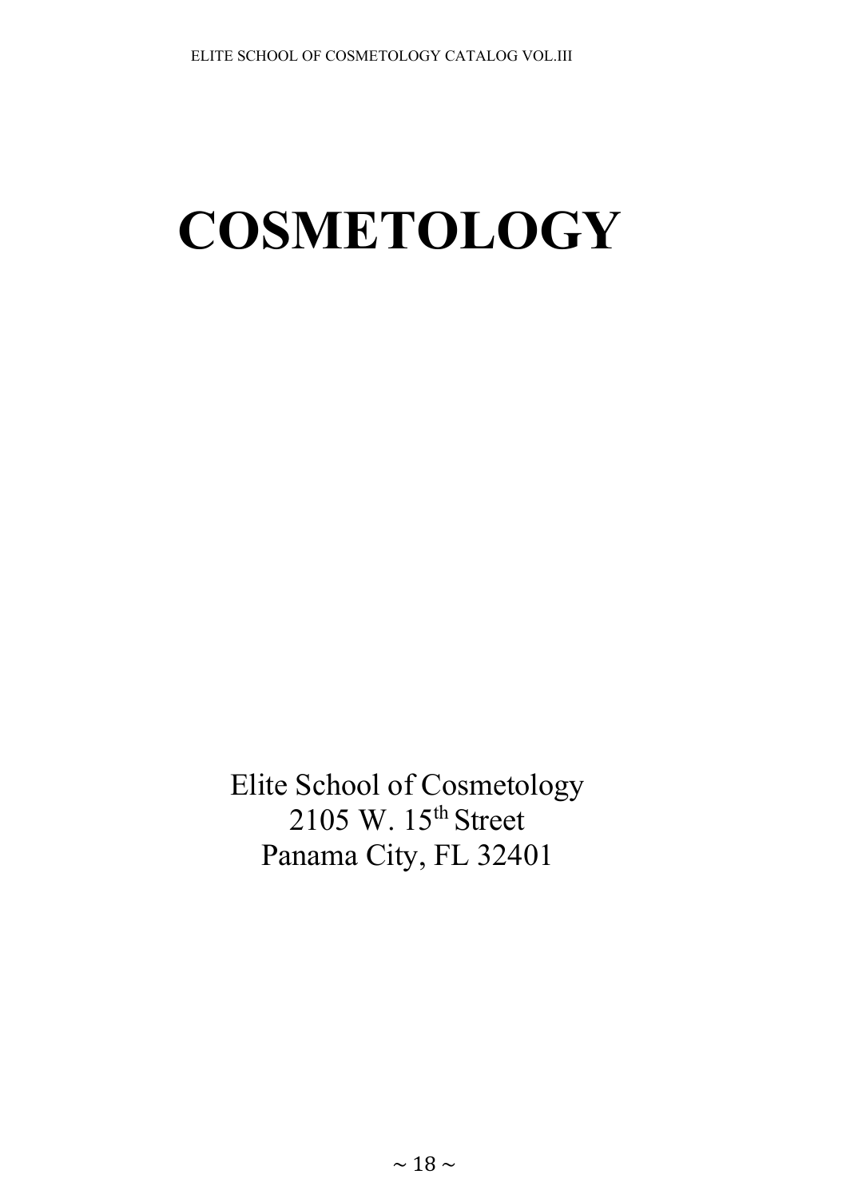# COSMETOLOGY

Elite School of Cosmetology
2105 W. 15th Street
Panama City, FL 32401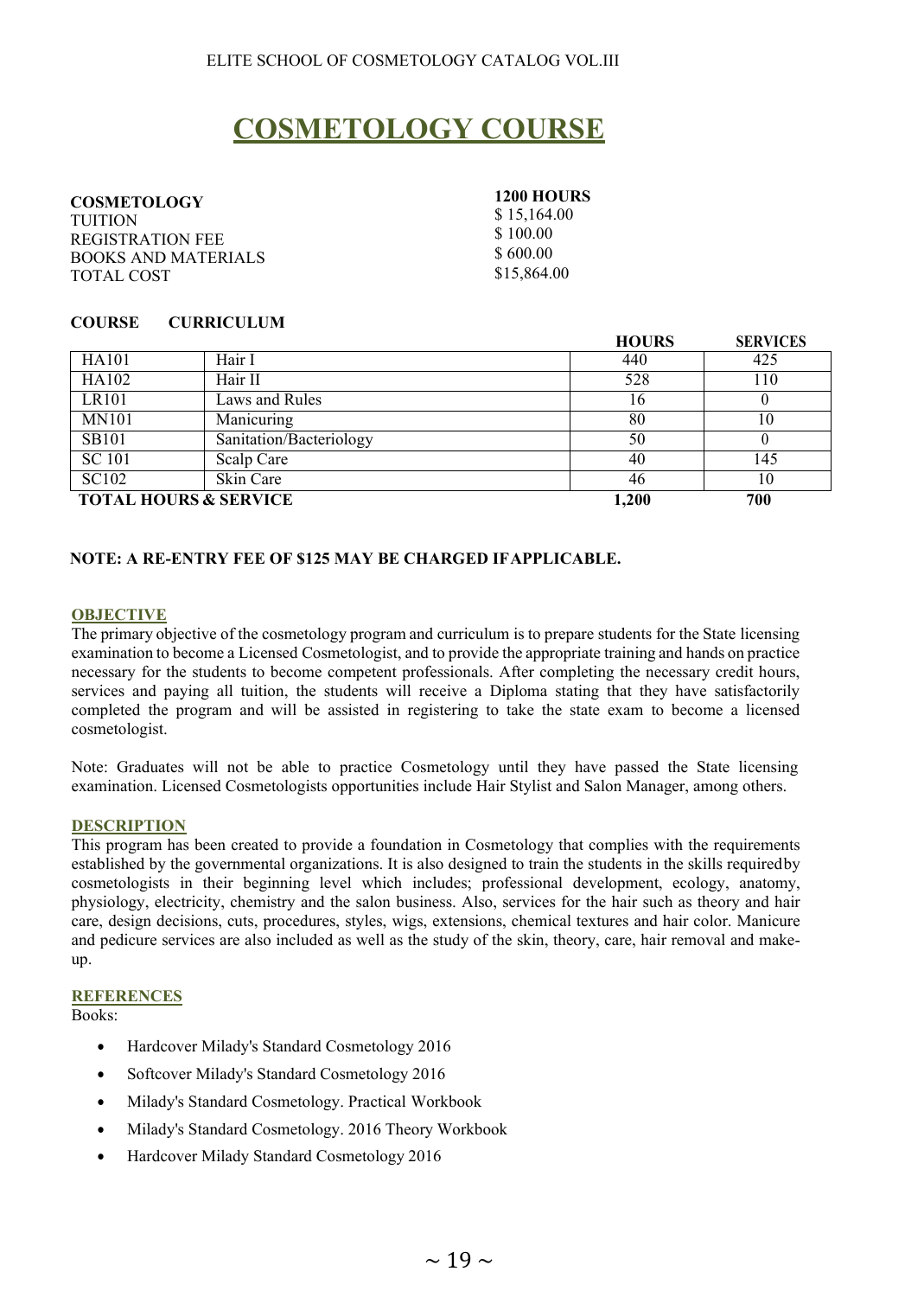# COSMETOLOGY COURSE

| **COSMETOLOGY** | **1200 HOURS** |
|---|---|
| TUITION | $ 15,164.00 |
| REGISTRATION FEE | $ 100.00 |
| BOOKS AND MATERIALS | $ 600.00 |
| TOTAL COST | $15,864.00 |

**COURSE CURRICULUM**

| | | **HOURS** | **SERVICES** |
|---|---|---|---|
| HA101 | Hair I | 440 | 425 |
| HA102 | Hair II | 528 | 110 |
| LR101 | Laws and Rules | 16 | 0 |
| MN101 | Manicuring | 80 | 10 |
| SB101 | Sanitation/Bacteriology | 50 | 0 |
| SC 101 | Scalp Care | 40 | 145 |
| SC102 | Skin Care | 46 | 10 |
| **TOTAL HOURS & SERVICE** | | **1,200** | **700** |

**NOTE: A RE-ENTRY FEE OF $125 MAY BE CHARGED IFAPPLICABLE.**

## OBJECTIVE

The primary objective of the cosmetology program and curriculum is to prepare students for the State licensing examination to become a Licensed Cosmetologist, and to provide the appropriate training and hands on practice necessary for the students to become competent professionals. After completing the necessary credit hours, services and paying all tuition, the students will receive a Diploma stating that they have satisfactorily completed the program and will be assisted in registering to take the state exam to become a licensed cosmetologist.

Note: Graduates will not be able to practice Cosmetology until they have passed the State licensing examination. Licensed Cosmetologists opportunities include Hair Stylist and Salon Manager, among others.

## DESCRIPTION

This program has been created to provide a foundation in Cosmetology that complies with the requirements established by the governmental organizations. It is also designed to train the students in the skills requiredby cosmetologists in their beginning level which includes; professional development, ecology, anatomy, physiology, electricity, chemistry and the salon business. Also, services for the hair such as theory and hair care, design decisions, cuts, procedures, styles, wigs, extensions, chemical textures and hair color. Manicure and pedicure services are also included as well as the study of the skin, theory, care, hair removal and make-up.

## REFERENCES

Books:

- Hardcover Milady's Standard Cosmetology 2016
- Softcover Milady's Standard Cosmetology 2016
- Milady's Standard Cosmetology. Practical Workbook
- Milady's Standard Cosmetology. 2016 Theory Workbook
- Hardcover Milady Standard Cosmetology 2016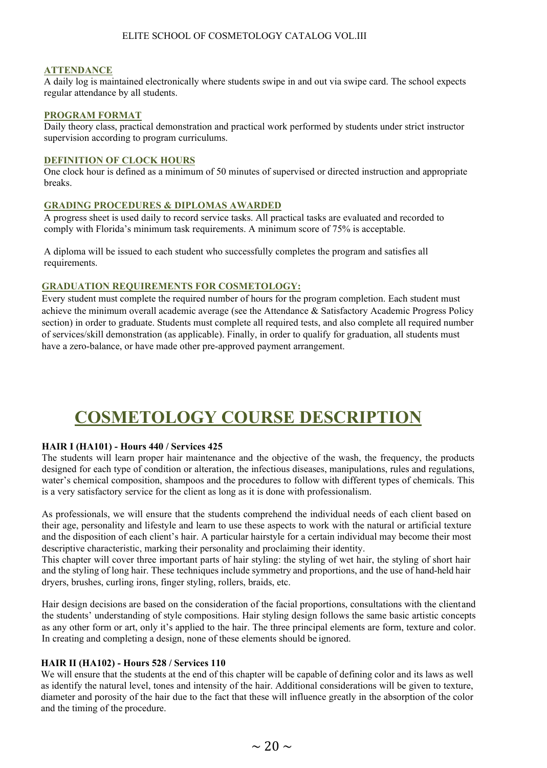### ATTENDANCE

A daily log is maintained electronically where students swipe in and out via swipe card. The school expects regular attendance by all students.

### PROGRAM FORMAT

Daily theory class, practical demonstration and practical work performed by students under strict instructor supervision according to program curriculums.

### DEFINITION OF CLOCK HOURS

One clock hour is defined as a minimum of 50 minutes of supervised or directed instruction and appropriate breaks.

### GRADING PROCEDURES & DIPLOMAS AWARDED

A progress sheet is used daily to record service tasks. All practical tasks are evaluated and recorded to comply with Florida's minimum task requirements. A minimum score of 75% is acceptable.

A diploma will be issued to each student who successfully completes the program and satisfies all requirements.

### GRADUATION REQUIREMENTS FOR COSMETOLOGY:

Every student must complete the required number of hours for the program completion. Each student must achieve the minimum overall academic average (see the Attendance & Satisfactory Academic Progress Policy section) in order to graduate. Students must complete all required tests, and also complete all required number of services/skill demonstration (as applicable). Finally, in order to qualify for graduation, all students must have a zero-balance, or have made other pre-approved payment arrangement.

# COSMETOLOGY COURSE DESCRIPTION

**HAIR I (HA101) - Hours 440 / Services 425**

The students will learn proper hair maintenance and the objective of the wash, the frequency, the products designed for each type of condition or alteration, the infectious diseases, manipulations, rules and regulations, water's chemical composition, shampoos and the procedures to follow with different types of chemicals. This is a very satisfactory service for the client as long as it is done with professionalism.

As professionals, we will ensure that the students comprehend the individual needs of each client based on their age, personality and lifestyle and learn to use these aspects to work with the natural or artificial texture and the disposition of each client's hair. A particular hairstyle for a certain individual may become their most descriptive characteristic, marking their personality and proclaiming their identity.
This chapter will cover three important parts of hair styling: the styling of wet hair, the styling of short hair and the styling of long hair. These techniques include symmetry and proportions, and the use of hand-held hair dryers, brushes, curling irons, finger styling, rollers, braids, etc.

Hair design decisions are based on the consideration of the facial proportions, consultations with the client and the students' understanding of style compositions. Hair styling design follows the same basic artistic concepts as any other form or art, only it's applied to the hair. The three principal elements are form, texture and color. In creating and completing a design, none of these elements should be ignored.

**HAIR II (HA102) - Hours 528 / Services 110**

We will ensure that the students at the end of this chapter will be capable of defining color and its laws as well as identify the natural level, tones and intensity of the hair. Additional considerations will be given to texture, diameter and porosity of the hair due to the fact that these will influence greatly in the absorption of the color and the timing of the procedure.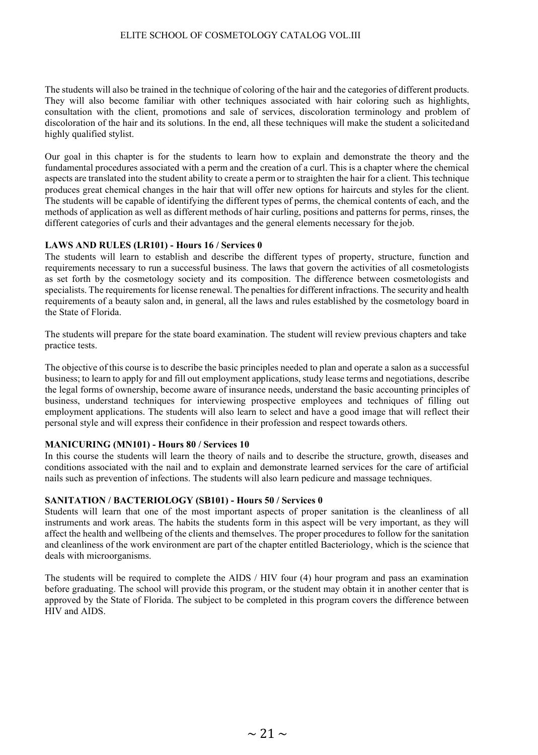The students will also be trained in the technique of coloring of the hair and the categories of different products. They will also become familiar with other techniques associated with hair coloring such as highlights, consultation with the client, promotions and sale of services, discoloration terminology and problem of discoloration of the hair and its solutions. In the end, all these techniques will make the student a solicited and highly qualified stylist.

Our goal in this chapter is for the students to learn how to explain and demonstrate the theory and the fundamental procedures associated with a perm and the creation of a curl. This is a chapter where the chemical aspects are translated into the student ability to create a perm or to straighten the hair for a client. This technique produces great chemical changes in the hair that will offer new options for haircuts and styles for the client. The students will be capable of identifying the different types of perms, the chemical contents of each, and the methods of application as well as different methods of hair curling, positions and patterns for perms, rinses, the different categories of curls and their advantages and the general elements necessary for the job.

**LAWS AND RULES (LR101) - Hours 16 / Services 0**

The students will learn to establish and describe the different types of property, structure, function and requirements necessary to run a successful business. The laws that govern the activities of all cosmetologists as set forth by the cosmetology society and its composition. The difference between cosmetologists and specialists. The requirements for license renewal. The penalties for different infractions. The security and health requirements of a beauty salon and, in general, all the laws and rules established by the cosmetology board in the State of Florida.

The students will prepare for the state board examination. The student will review previous chapters and take practice tests.

The objective of this course is to describe the basic principles needed to plan and operate a salon as a successful business; to learn to apply for and fill out employment applications, study lease terms and negotiations, describe the legal forms of ownership, become aware of insurance needs, understand the basic accounting principles of business, understand techniques for interviewing prospective employees and techniques of filling out employment applications. The students will also learn to select and have a good image that will reflect their personal style and will express their confidence in their profession and respect towards others.

**MANICURING (MN101) - Hours 80 / Services 10**

In this course the students will learn the theory of nails and to describe the structure, growth, diseases and conditions associated with the nail and to explain and demonstrate learned services for the care of artificial nails such as prevention of infections. The students will also learn pedicure and massage techniques.

**SANITATION / BACTERIOLOGY (SB101) - Hours 50 / Services 0**

Students will learn that one of the most important aspects of proper sanitation is the cleanliness of all instruments and work areas. The habits the students form in this aspect will be very important, as they will affect the health and wellbeing of the clients and themselves. The proper procedures to follow for the sanitation and cleanliness of the work environment are part of the chapter entitled Bacteriology, which is the science that deals with microorganisms.

The students will be required to complete the AIDS / HIV four (4) hour program and pass an examination before graduating. The school will provide this program, or the student may obtain it in another center that is approved by the State of Florida. The subject to be completed in this program covers the difference between HIV and AIDS.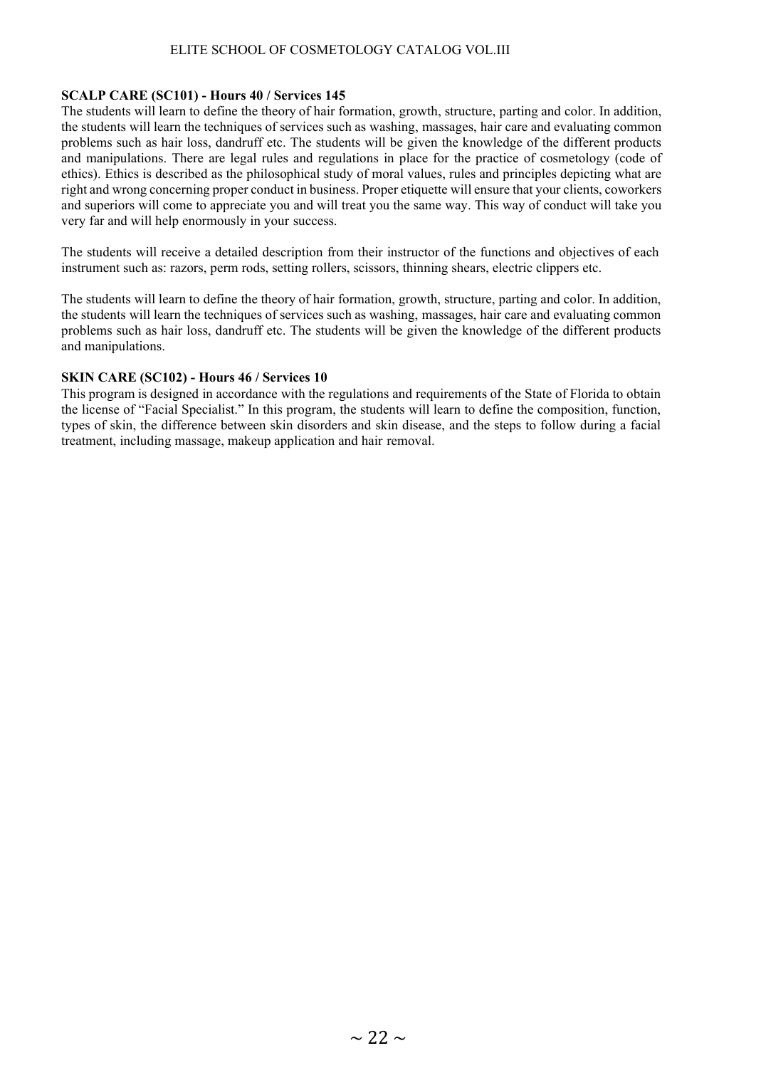**SCALP CARE (SC101) - Hours 40 / Services 145**

The students will learn to define the theory of hair formation, growth, structure, parting and color. In addition, the students will learn the techniques of services such as washing, massages, hair care and evaluating common problems such as hair loss, dandruff etc. The students will be given the knowledge of the different products and manipulations. There are legal rules and regulations in place for the practice of cosmetology (code of ethics). Ethics is described as the philosophical study of moral values, rules and principles depicting what are right and wrong concerning proper conduct in business. Proper etiquette will ensure that your clients, coworkers and superiors will come to appreciate you and will treat you the same way. This way of conduct will take you very far and will help enormously in your success.

The students will receive a detailed description from their instructor of the functions and objectives of each instrument such as: razors, perm rods, setting rollers, scissors, thinning shears, electric clippers etc.

The students will learn to define the theory of hair formation, growth, structure, parting and color. In addition, the students will learn the techniques of services such as washing, massages, hair care and evaluating common problems such as hair loss, dandruff etc. The students will be given the knowledge of the different products and manipulations.

**SKIN CARE (SC102) - Hours 46 / Services 10**

This program is designed in accordance with the regulations and requirements of the State of Florida to obtain the license of "Facial Specialist." In this program, the students will learn to define the composition, function, types of skin, the difference between skin disorders and skin disease, and the steps to follow during a facial treatment, including massage, makeup application and hair removal.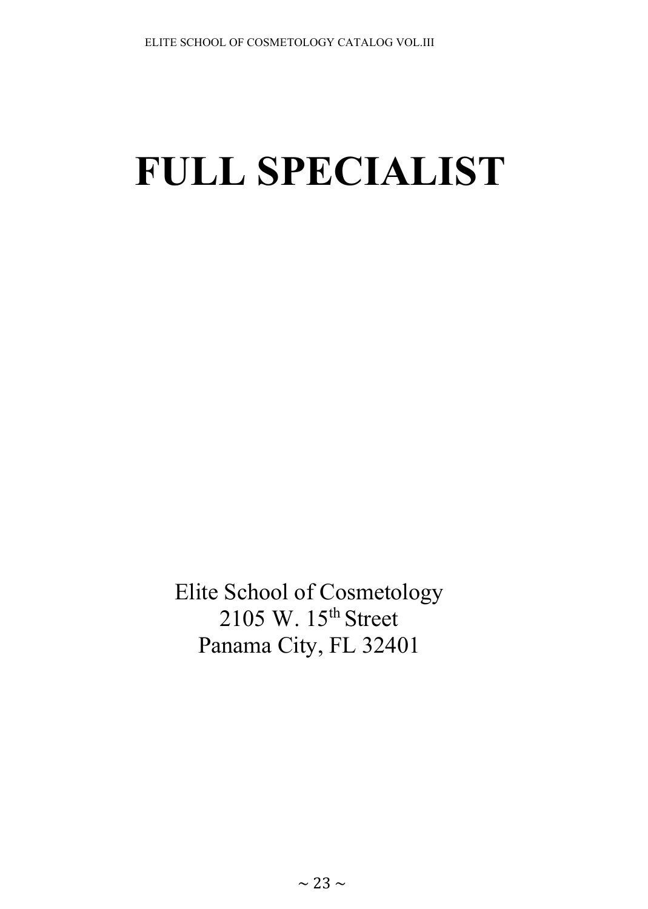# FULL SPECIALIST

Elite School of Cosmetology
2105 W. 15th Street
Panama City, FL 32401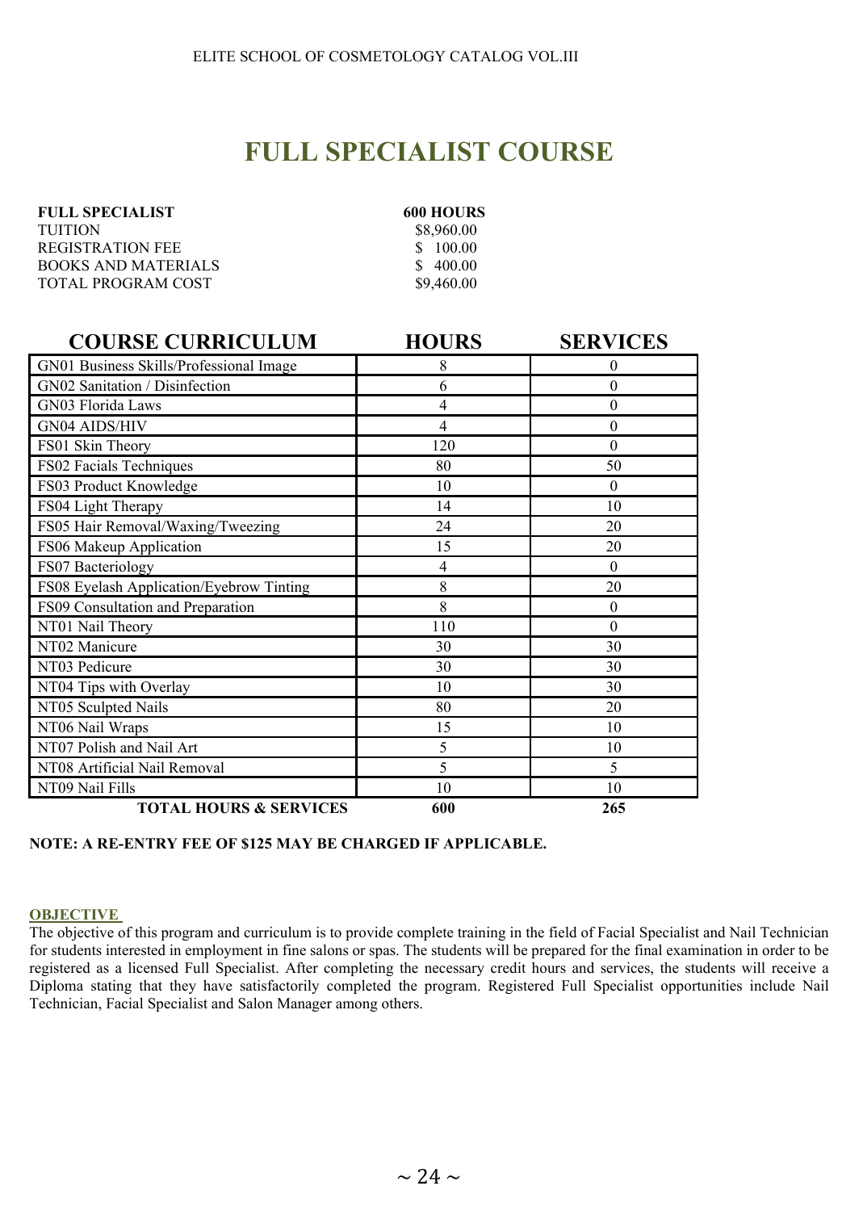# FULL SPECIALIST COURSE

| **FULL SPECIALIST** | **600 HOURS** |
|---|---|
| TUITION | $8,960.00 |
| REGISTRATION FEE | $ 100.00 |
| BOOKS AND MATERIALS | $ 400.00 |
| TOTAL PROGRAM COST | $9,460.00 |

| COURSE CURRICULUM | HOURS | SERVICES |
|---|---|---|
| GN01 Business Skills/Professional Image | 8 | 0 |
| GN02 Sanitation / Disinfection | 6 | 0 |
| GN03 Florida Laws | 4 | 0 |
| GN04 AIDS/HIV | 4 | 0 |
| FS01 Skin Theory | 120 | 0 |
| FS02 Facials Techniques | 80 | 50 |
| FS03 Product Knowledge | 10 | 0 |
| FS04 Light Therapy | 14 | 10 |
| FS05 Hair Removal/Waxing/Tweezing | 24 | 20 |
| FS06 Makeup Application | 15 | 20 |
| FS07 Bacteriology | 4 | 0 |
| FS08 Eyelash Application/Eyebrow Tinting | 8 | 20 |
| FS09 Consultation and Preparation | 8 | 0 |
| NT01 Nail Theory | 110 | 0 |
| NT02 Manicure | 30 | 30 |
| NT03 Pedicure | 30 | 30 |
| NT04 Tips with Overlay | 10 | 30 |
| NT05 Sculpted Nails | 80 | 20 |
| NT06 Nail Wraps | 15 | 10 |
| NT07 Polish and Nail Art | 5 | 10 |
| NT08 Artificial Nail Removal | 5 | 5 |
| NT09 Nail Fills | 10 | 10 |
| **TOTAL HOURS & SERVICES** | **600** | **265** |

**NOTE: A RE-ENTRY FEE OF $125 MAY BE CHARGED IF APPLICABLE.**

**OBJECTIVE**

The objective of this program and curriculum is to provide complete training in the field of Facial Specialist and Nail Technician for students interested in employment in fine salons or spas. The students will be prepared for the final examination in order to be registered as a licensed Full Specialist. After completing the necessary credit hours and services, the students will receive a Diploma stating that they have satisfactorily completed the program. Registered Full Specialist opportunities include Nail Technician, Facial Specialist and Salon Manager among others.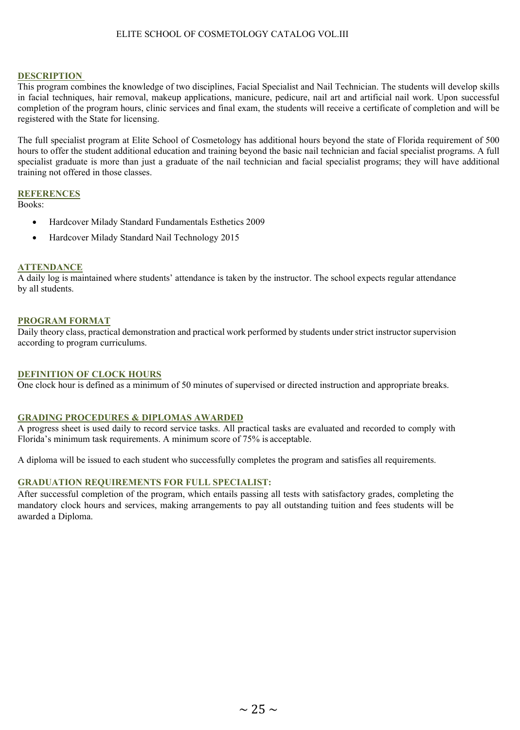## DESCRIPTION

This program combines the knowledge of two disciplines, Facial Specialist and Nail Technician. The students will develop skills in facial techniques, hair removal, makeup applications, manicure, pedicure, nail art and artificial nail work. Upon successful completion of the program hours, clinic services and final exam, the students will receive a certificate of completion and will be registered with the State for licensing.

The full specialist program at Elite School of Cosmetology has additional hours beyond the state of Florida requirement of 500 hours to offer the student additional education and training beyond the basic nail technician and facial specialist programs. A full specialist graduate is more than just a graduate of the nail technician and facial specialist programs; they will have additional training not offered in those classes.

## REFERENCES

Books:

- Hardcover Milady Standard Fundamentals Esthetics 2009
- Hardcover Milady Standard Nail Technology 2015

## ATTENDANCE

A daily log is maintained where students' attendance is taken by the instructor. The school expects regular attendance by all students.

## PROGRAM FORMAT

Daily theory class, practical demonstration and practical work performed by students under strict instructor supervision according to program curriculums.

## DEFINITION OF CLOCK HOURS

One clock hour is defined as a minimum of 50 minutes of supervised or directed instruction and appropriate breaks.

## GRADING PROCEDURES & DIPLOMAS AWARDED

A progress sheet is used daily to record service tasks. All practical tasks are evaluated and recorded to comply with Florida's minimum task requirements. A minimum score of 75% is acceptable.

A diploma will be issued to each student who successfully completes the program and satisfies all requirements.

## GRADUATION REQUIREMENTS FOR FULL SPECIALIST:

After successful completion of the program, which entails passing all tests with satisfactory grades, completing the mandatory clock hours and services, making arrangements to pay all outstanding tuition and fees students will be awarded a Diploma.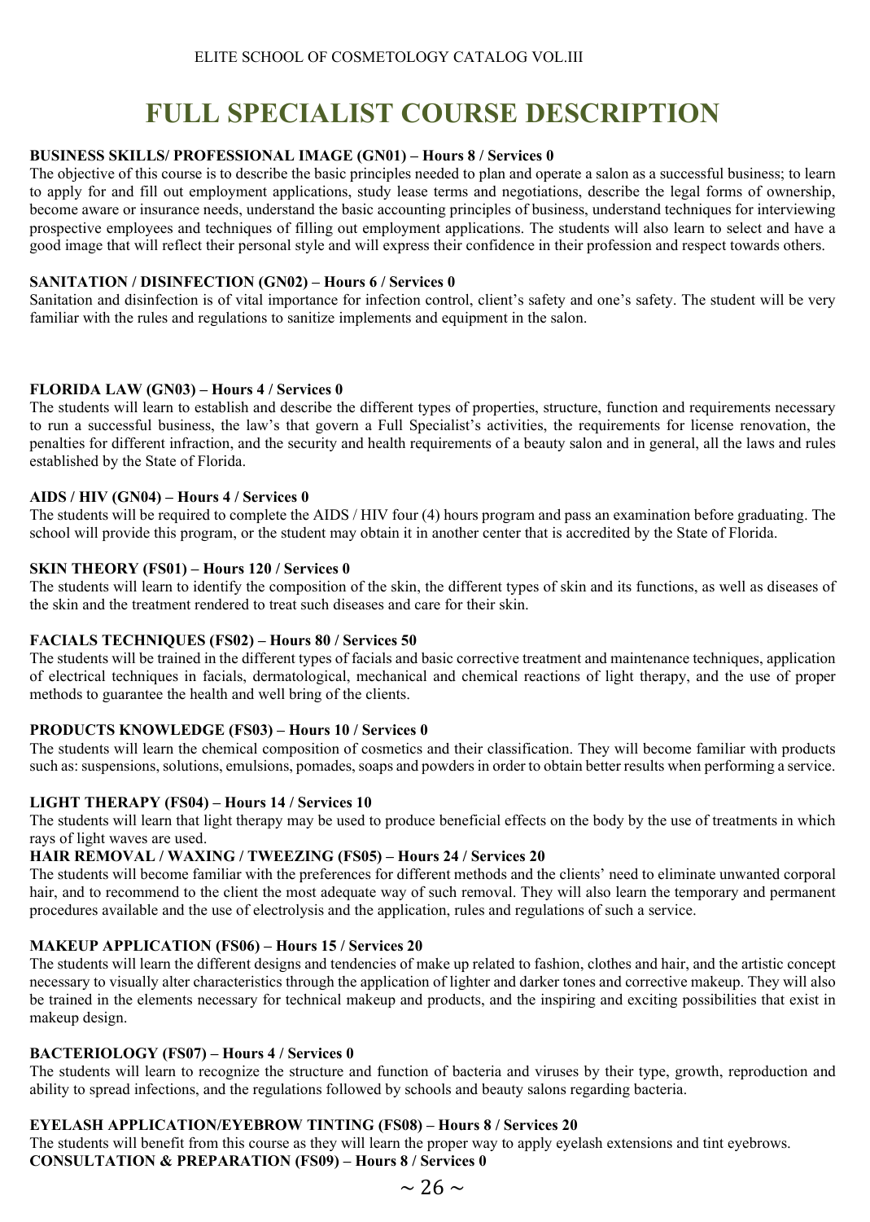# FULL SPECIALIST COURSE DESCRIPTION

**BUSINESS SKILLS/ PROFESSIONAL IMAGE (GN01) – Hours 8 / Services 0**

The objective of this course is to describe the basic principles needed to plan and operate a salon as a successful business; to learn to apply for and fill out employment applications, study lease terms and negotiations, describe the legal forms of ownership, become aware or insurance needs, understand the basic accounting principles of business, understand techniques for interviewing prospective employees and techniques of filling out employment applications. The students will also learn to select and have a good image that will reflect their personal style and will express their confidence in their profession and respect towards others.

**SANITATION / DISINFECTION (GN02) – Hours 6 / Services 0**

Sanitation and disinfection is of vital importance for infection control, client's safety and one's safety. The student will be very familiar with the rules and regulations to sanitize implements and equipment in the salon.

**FLORIDA LAW (GN03) – Hours 4 / Services 0**

The students will learn to establish and describe the different types of properties, structure, function and requirements necessary to run a successful business, the law's that govern a Full Specialist's activities, the requirements for license renovation, the penalties for different infraction, and the security and health requirements of a beauty salon and in general, all the laws and rules established by the State of Florida.

**AIDS / HIV (GN04) – Hours 4 / Services 0**

The students will be required to complete the AIDS / HIV four (4) hours program and pass an examination before graduating. The school will provide this program, or the student may obtain it in another center that is accredited by the State of Florida.

**SKIN THEORY (FS01) – Hours 120 / Services 0**

The students will learn to identify the composition of the skin, the different types of skin and its functions, as well as diseases of the skin and the treatment rendered to treat such diseases and care for their skin.

**FACIALS TECHNIQUES (FS02) – Hours 80 / Services 50**

The students will be trained in the different types of facials and basic corrective treatment and maintenance techniques, application of electrical techniques in facials, dermatological, mechanical and chemical reactions of light therapy, and the use of proper methods to guarantee the health and well bring of the clients.

**PRODUCTS KNOWLEDGE (FS03) – Hours 10 / Services 0**

The students will learn the chemical composition of cosmetics and their classification. They will become familiar with products such as: suspensions, solutions, emulsions, pomades, soaps and powders in order to obtain better results when performing a service.

**LIGHT THERAPY (FS04) – Hours 14 / Services 10**

The students will learn that light therapy may be used to produce beneficial effects on the body by the use of treatments in which rays of light waves are used.

**HAIR REMOVAL / WAXING / TWEEZING (FS05) – Hours 24 / Services 20**

The students will become familiar with the preferences for different methods and the clients' need to eliminate unwanted corporal hair, and to recommend to the client the most adequate way of such removal. They will also learn the temporary and permanent procedures available and the use of electrolysis and the application, rules and regulations of such a service.

**MAKEUP APPLICATION (FS06) – Hours 15 / Services 20**

The students will learn the different designs and tendencies of make up related to fashion, clothes and hair, and the artistic concept necessary to visually alter characteristics through the application of lighter and darker tones and corrective makeup. They will also be trained in the elements necessary for technical makeup and products, and the inspiring and exciting possibilities that exist in makeup design.

**BACTERIOLOGY (FS07) – Hours 4 / Services 0**

The students will learn to recognize the structure and function of bacteria and viruses by their type, growth, reproduction and ability to spread infections, and the regulations followed by schools and beauty salons regarding bacteria.

**EYELASH APPLICATION/EYEBROW TINTING (FS08) – Hours 8 / Services 20**

The students will benefit from this course as they will learn the proper way to apply eyelash extensions and tint eyebrows.

**CONSULTATION & PREPARATION (FS09) – Hours 8 / Services 0**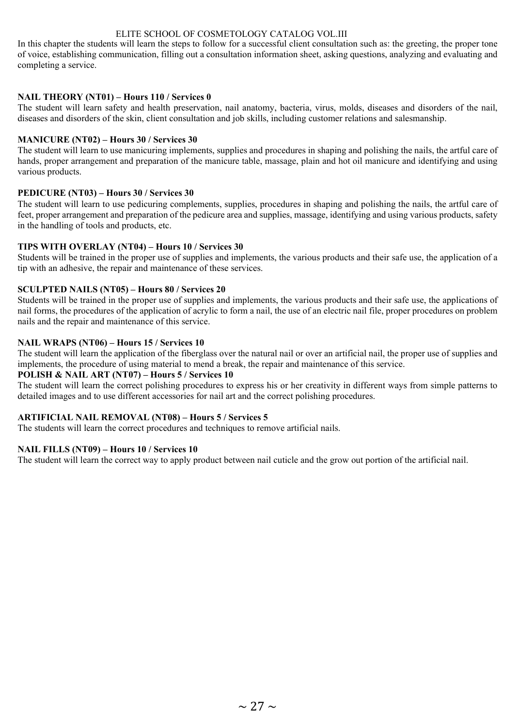In this chapter the students will learn the steps to follow for a successful client consultation such as: the greeting, the proper tone of voice, establishing communication, filling out a consultation information sheet, asking questions, analyzing and evaluating and completing a service.

**NAIL THEORY (NT01) – Hours 110 / Services 0**

The student will learn safety and health preservation, nail anatomy, bacteria, virus, molds, diseases and disorders of the nail, diseases and disorders of the skin, client consultation and job skills, including customer relations and salesmanship.

**MANICURE (NT02) – Hours 30 / Services 30**

The student will learn to use manicuring implements, supplies and procedures in shaping and polishing the nails, the artful care of hands, proper arrangement and preparation of the manicure table, massage, plain and hot oil manicure and identifying and using various products.

**PEDICURE (NT03) – Hours 30 / Services 30**

The student will learn to use pedicuring complements, supplies, procedures in shaping and polishing the nails, the artful care of feet, proper arrangement and preparation of the pedicure area and supplies, massage, identifying and using various products, safety in the handling of tools and products, etc.

**TIPS WITH OVERLAY (NT04) – Hours 10 / Services 30**

Students will be trained in the proper use of supplies and implements, the various products and their safe use, the application of a tip with an adhesive, the repair and maintenance of these services.

**SCULPTED NAILS (NT05) – Hours 80 / Services 20**

Students will be trained in the proper use of supplies and implements, the various products and their safe use, the applications of nail forms, the procedures of the application of acrylic to form a nail, the use of an electric nail file, proper procedures on problem nails and the repair and maintenance of this service.

**NAIL WRAPS (NT06) – Hours 15 / Services 10**

The student will learn the application of the fiberglass over the natural nail or over an artificial nail, the proper use of supplies and implements, the procedure of using material to mend a break, the repair and maintenance of this service.

**POLISH & NAIL ART (NT07) – Hours 5 / Services 10**

The student will learn the correct polishing procedures to express his or her creativity in different ways from simple patterns to detailed images and to use different accessories for nail art and the correct polishing procedures.

**ARTIFICIAL NAIL REMOVAL (NT08) – Hours 5 / Services 5**

The students will learn the correct procedures and techniques to remove artificial nails.

**NAIL FILLS (NT09) – Hours 10 / Services 10**

The student will learn the correct way to apply product between nail cuticle and the grow out portion of the artificial nail.